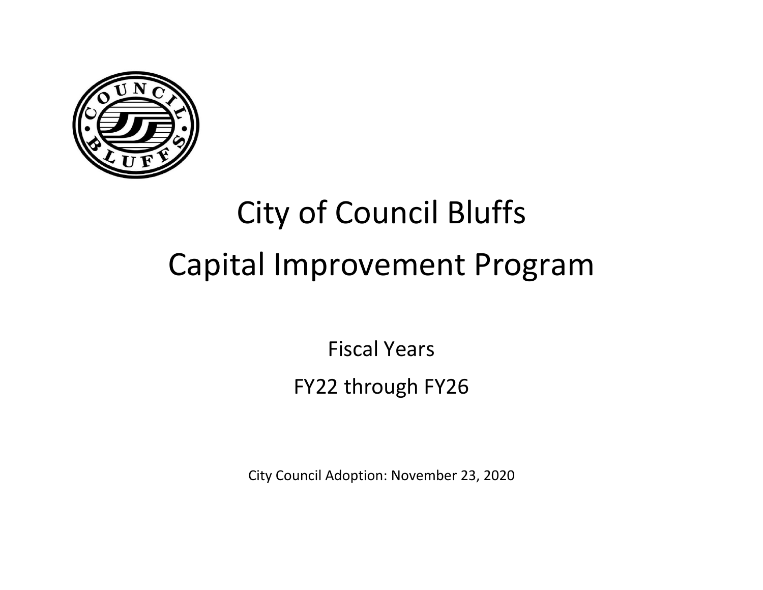# City of Council Bluffs

# Capital Improvement Program

Fiscal Years

FY22 through FY26

City Council Adoption: November 23, 2020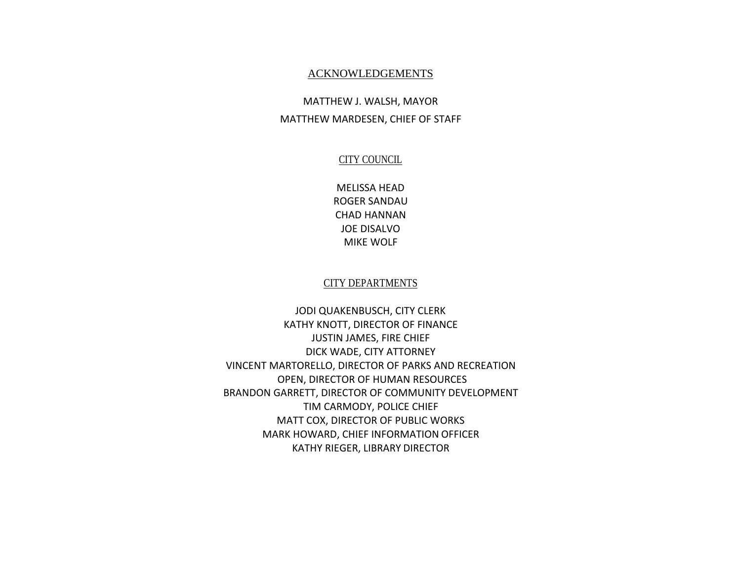# ACKNOWLEDGEMENTS

MATTHEW J. WALSH, MAYOR

MATTHEW MARDESEN, CHIEF OF STAFF

## CITY COUNCIL

MELISSA HEAD
ROGER SANDAU
CHAD HANNAN
JOE DISALVO
MIKE WOLF

## CITY DEPARTMENTS

JODI QUAKENBUSCH, CITY CLERK
KATHY KNOTT, DIRECTOR OF FINANCE
JUSTIN JAMES, FIRE CHIEF
DICK WADE, CITY ATTORNEY
VINCENT MARTORELLO, DIRECTOR OF PARKS AND RECREATION
OPEN, DIRECTOR OF HUMAN RESOURCES
BRANDON GARRETT, DIRECTOR OF COMMUNITY DEVELOPMENT
TIM CARMODY, POLICE CHIEF
MATT COX, DIRECTOR OF PUBLIC WORKS
MARK HOWARD, CHIEF INFORMATION OFFICER
KATHY RIEGER, LIBRARY DIRECTOR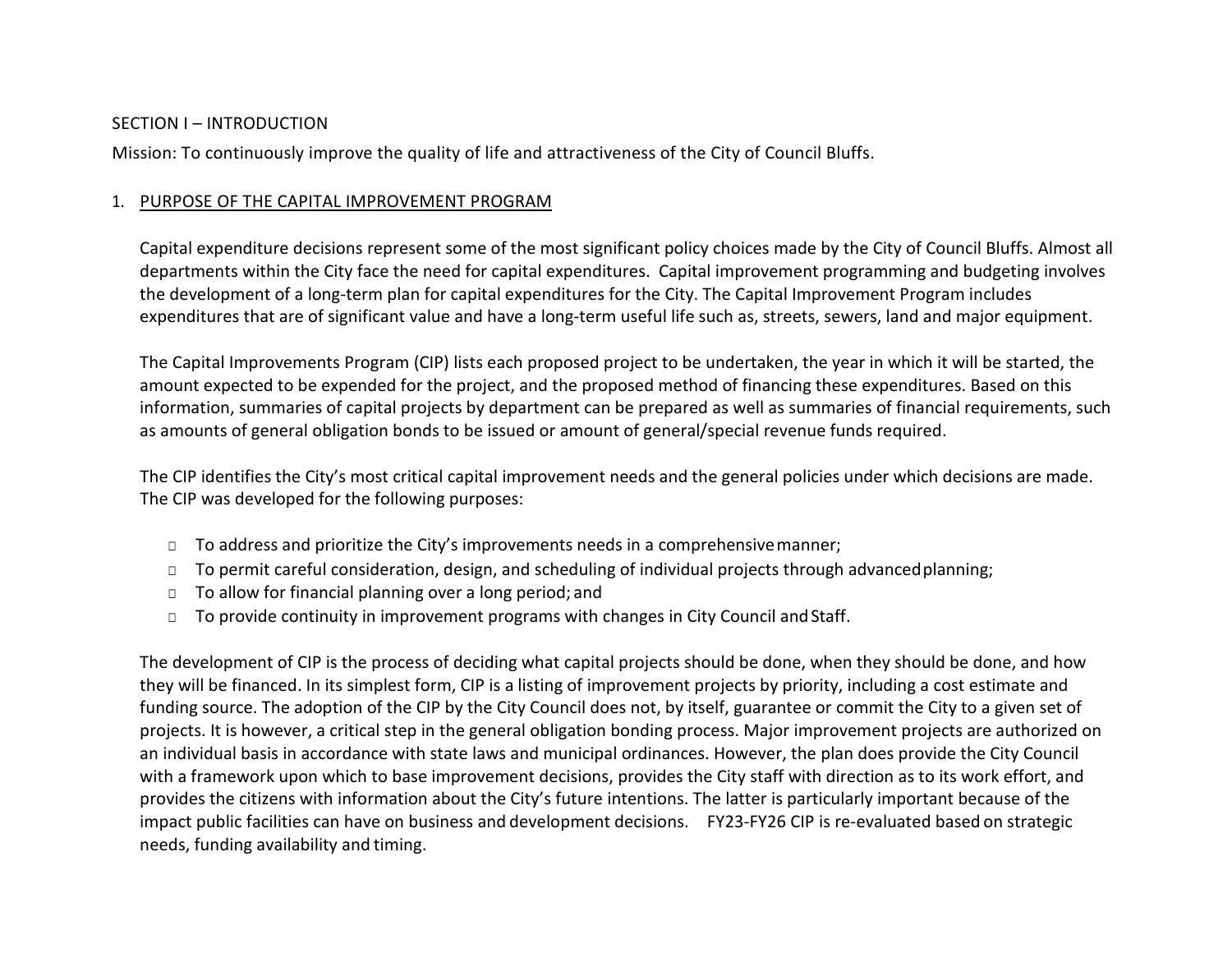SECTION I – INTRODUCTION

Mission: To continuously improve the quality of life and attractiveness of the City of Council Bluffs.

1. PURPOSE OF THE CAPITAL IMPROVEMENT PROGRAM

Capital expenditure decisions represent some of the most significant policy choices made by the City of Council Bluffs. Almost all departments within the City face the need for capital expenditures. Capital improvement programming and budgeting involves the development of a long-term plan for capital expenditures for the City. The Capital Improvement Program includes expenditures that are of significant value and have a long-term useful life such as, streets, sewers, land and major equipment.

The Capital Improvements Program (CIP) lists each proposed project to be undertaken, the year in which it will be started, the amount expected to be expended for the project, and the proposed method of financing these expenditures. Based on this information, summaries of capital projects by department can be prepared as well as summaries of financial requirements, such as amounts of general obligation bonds to be issued or amount of general/special revenue funds required.

The CIP identifies the City's most critical capital improvement needs and the general policies under which decisions are made. The CIP was developed for the following purposes:

- To address and prioritize the City's improvements needs in a comprehensive manner;
- To permit careful consideration, design, and scheduling of individual projects through advanced planning;
- To allow for financial planning over a long period; and
- To provide continuity in improvement programs with changes in City Council and Staff.

The development of CIP is the process of deciding what capital projects should be done, when they should be done, and how they will be financed. In its simplest form, CIP is a listing of improvement projects by priority, including a cost estimate and funding source. The adoption of the CIP by the City Council does not, by itself, guarantee or commit the City to a given set of projects. It is however, a critical step in the general obligation bonding process. Major improvement projects are authorized on an individual basis in accordance with state laws and municipal ordinances. However, the plan does provide the City Council with a framework upon which to base improvement decisions, provides the City staff with direction as to its work effort, and provides the citizens with information about the City's future intentions. The latter is particularly important because of the impact public facilities can have on business and development decisions. FY23-FY26 CIP is re-evaluated based on strategic needs, funding availability and timing.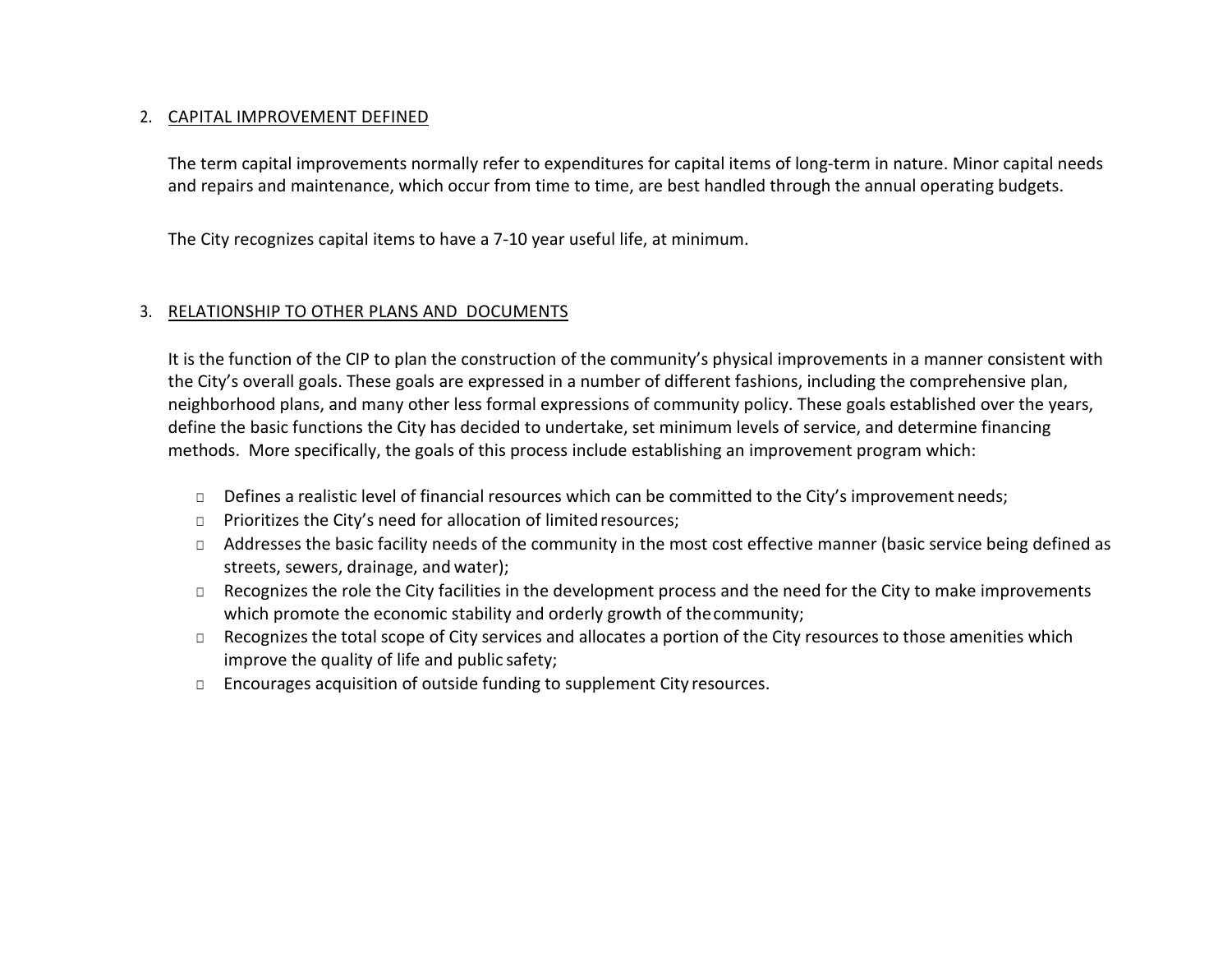## 2. CAPITAL IMPROVEMENT DEFINED

The term capital improvements normally refer to expenditures for capital items of long-term in nature. Minor capital needs and repairs and maintenance, which occur from time to time, are best handled through the annual operating budgets.

The City recognizes capital items to have a 7-10 year useful life, at minimum.

## 3. RELATIONSHIP TO OTHER PLANS AND DOCUMENTS

It is the function of the CIP to plan the construction of the community's physical improvements in a manner consistent with the City's overall goals. These goals are expressed in a number of different fashions, including the comprehensive plan, neighborhood plans, and many other less formal expressions of community policy. These goals established over the years, define the basic functions the City has decided to undertake, set minimum levels of service, and determine financing methods. More specifically, the goals of this process include establishing an improvement program which:

- Defines a realistic level of financial resources which can be committed to the City's improvement needs;
- Prioritizes the City's need for allocation of limited resources;
- Addresses the basic facility needs of the community in the most cost effective manner (basic service being defined as streets, sewers, drainage, and water);
- Recognizes the role the City facilities in the development process and the need for the City to make improvements which promote the economic stability and orderly growth of the community;
- Recognizes the total scope of City services and allocates a portion of the City resources to those amenities which improve the quality of life and public safety;
- Encourages acquisition of outside funding to supplement City resources.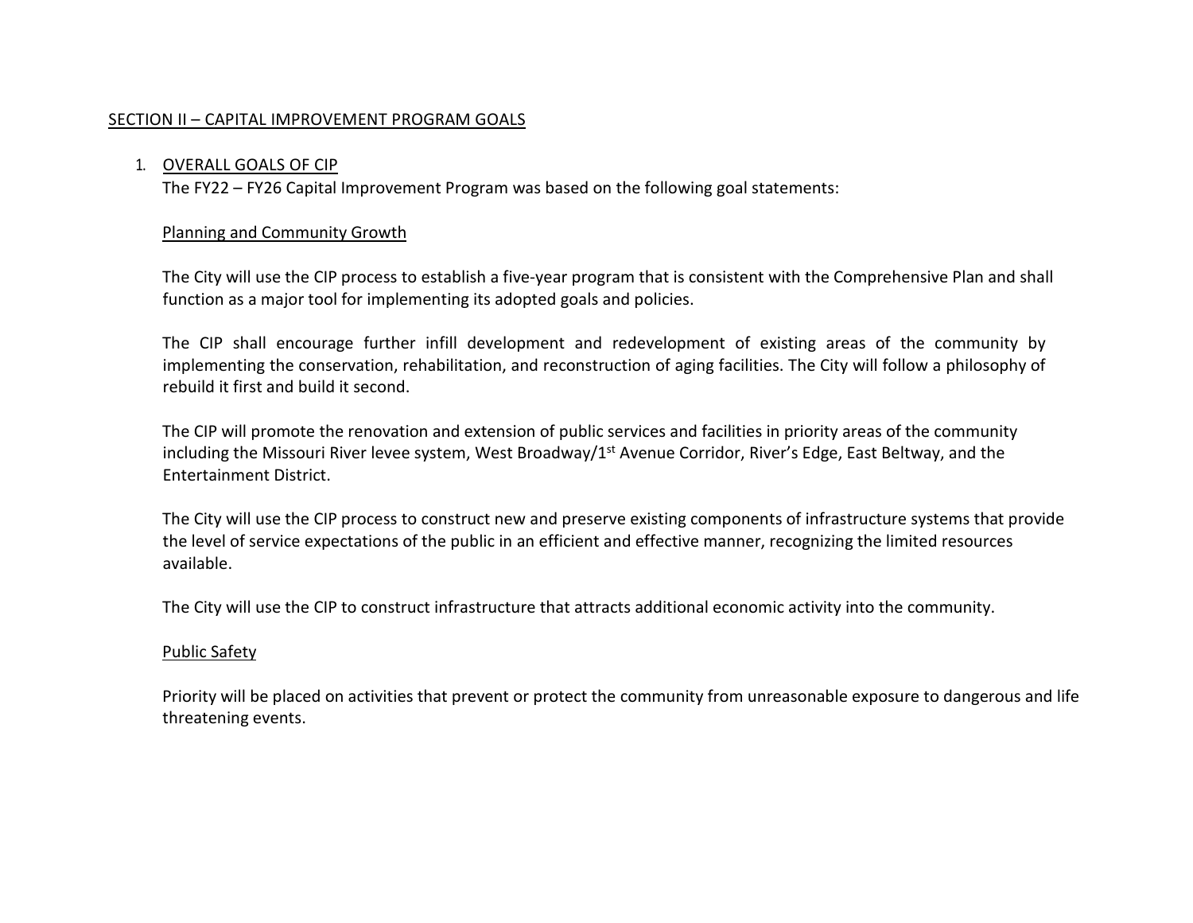## SECTION II – CAPITAL IMPROVEMENT PROGRAM GOALS

### 1. OVERALL GOALS OF CIP

The FY22 – FY26 Capital Improvement Program was based on the following goal statements:

#### Planning and Community Growth

The City will use the CIP process to establish a five-year program that is consistent with the Comprehensive Plan and shall function as a major tool for implementing its adopted goals and policies.

The CIP shall encourage further infill development and redevelopment of existing areas of the community by implementing the conservation, rehabilitation, and reconstruction of aging facilities. The City will follow a philosophy of rebuild it first and build it second.

The CIP will promote the renovation and extension of public services and facilities in priority areas of the community including the Missouri River levee system, West Broadway/1st Avenue Corridor, River's Edge, East Beltway, and the Entertainment District.

The City will use the CIP process to construct new and preserve existing components of infrastructure systems that provide the level of service expectations of the public in an efficient and effective manner, recognizing the limited resources available.

The City will use the CIP to construct infrastructure that attracts additional economic activity into the community.

#### Public Safety

Priority will be placed on activities that prevent or protect the community from unreasonable exposure to dangerous and life threatening events.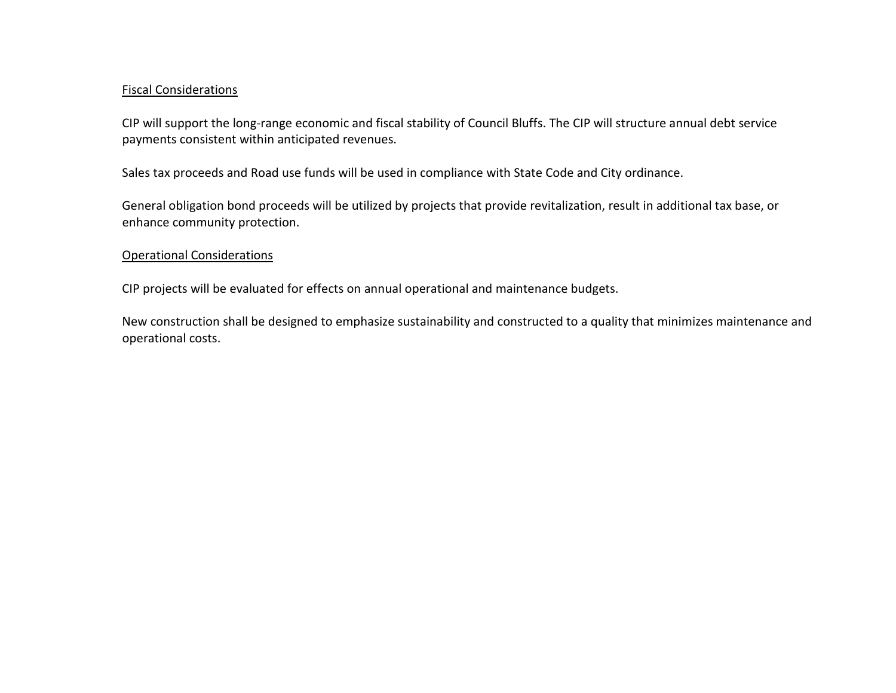Fiscal Considerations

CIP will support the long-range economic and fiscal stability of Council Bluffs. The CIP will structure annual debt service payments consistent within anticipated revenues.

Sales tax proceeds and Road use funds will be used in compliance with State Code and City ordinance.

General obligation bond proceeds will be utilized by projects that provide revitalization, result in additional tax base, or enhance community protection.

Operational Considerations

CIP projects will be evaluated for effects on annual operational and maintenance budgets.

New construction shall be designed to emphasize sustainability and constructed to a quality that minimizes maintenance and operational costs.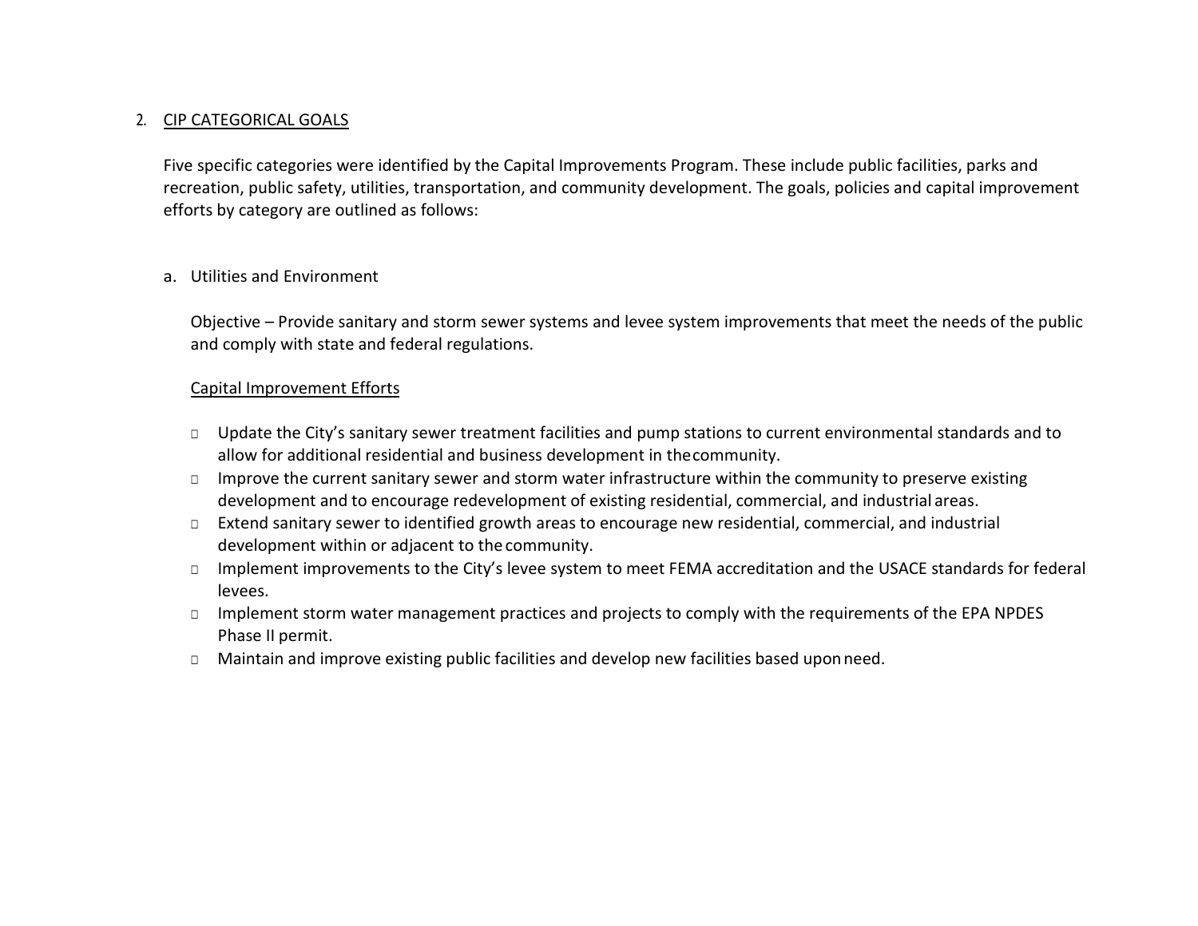## 2. CIP CATEGORICAL GOALS

Five specific categories were identified by the Capital Improvements Program. These include public facilities, parks and recreation, public safety, utilities, transportation, and community development. The goals, policies and capital improvement efforts by category are outlined as follows:

### a. Utilities and Environment

Objective – Provide sanitary and storm sewer systems and levee system improvements that meet the needs of the public and comply with state and federal regulations.

Capital Improvement Efforts

- Update the City's sanitary sewer treatment facilities and pump stations to current environmental standards and to allow for additional residential and business development in the community.
- Improve the current sanitary sewer and storm water infrastructure within the community to preserve existing development and to encourage redevelopment of existing residential, commercial, and industrial areas.
- Extend sanitary sewer to identified growth areas to encourage new residential, commercial, and industrial development within or adjacent to the community.
- Implement improvements to the City's levee system to meet FEMA accreditation and the USACE standards for federal levees.
- Implement storm water management practices and projects to comply with the requirements of the EPA NPDES Phase II permit.
- Maintain and improve existing public facilities and develop new facilities based upon need.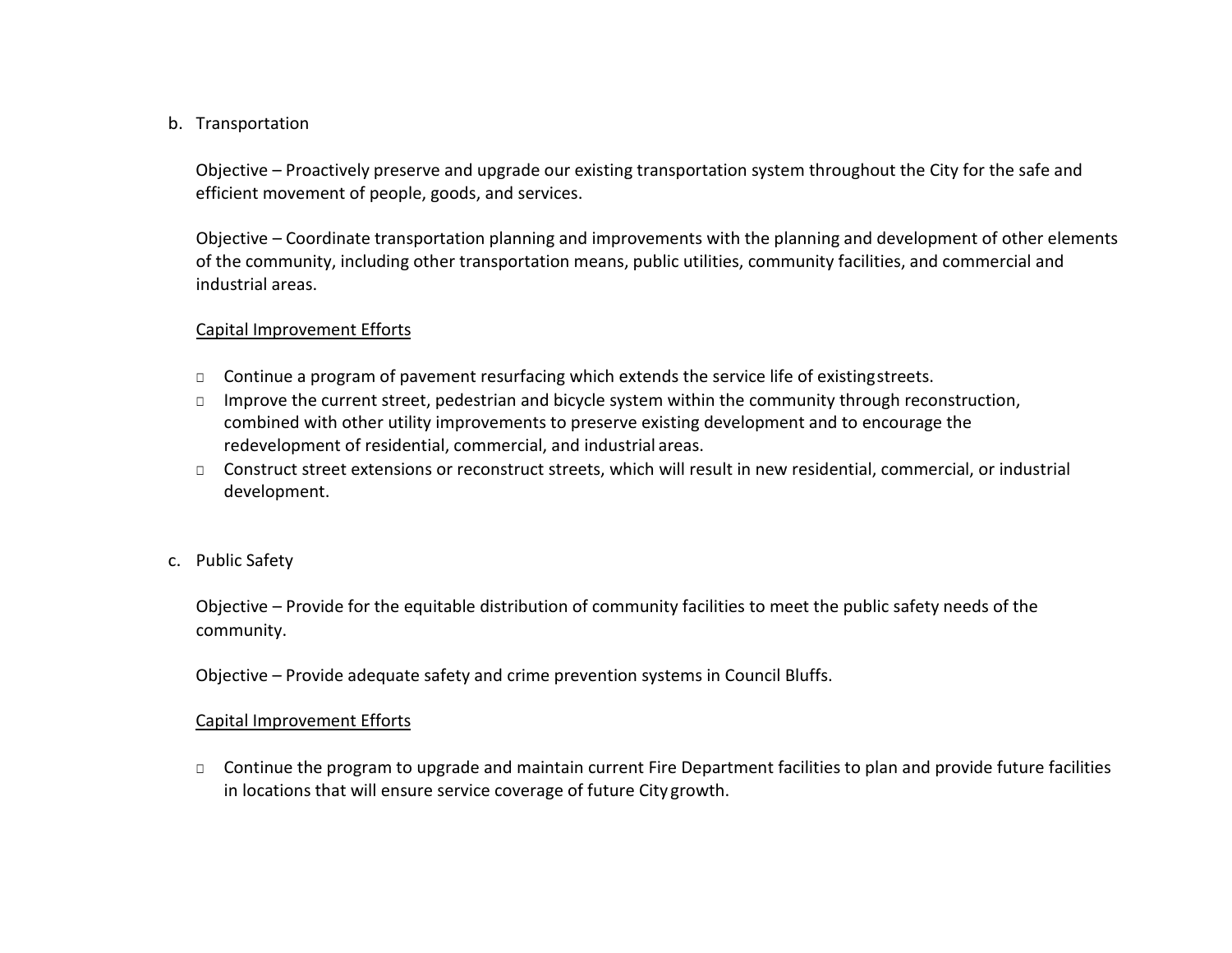b. Transportation

Objective – Proactively preserve and upgrade our existing transportation system throughout the City for the safe and efficient movement of people, goods, and services.

Objective – Coordinate transportation planning and improvements with the planning and development of other elements of the community, including other transportation means, public utilities, community facilities, and commercial and industrial areas.

Capital Improvement Efforts

- Continue a program of pavement resurfacing which extends the service life of existing streets.
- Improve the current street, pedestrian and bicycle system within the community through reconstruction, combined with other utility improvements to preserve existing development and to encourage the redevelopment of residential, commercial, and industrial areas.
- Construct street extensions or reconstruct streets, which will result in new residential, commercial, or industrial development.

c. Public Safety

Objective – Provide for the equitable distribution of community facilities to meet the public safety needs of the community.

Objective – Provide adequate safety and crime prevention systems in Council Bluffs.

Capital Improvement Efforts

- Continue the program to upgrade and maintain current Fire Department facilities to plan and provide future facilities in locations that will ensure service coverage of future City growth.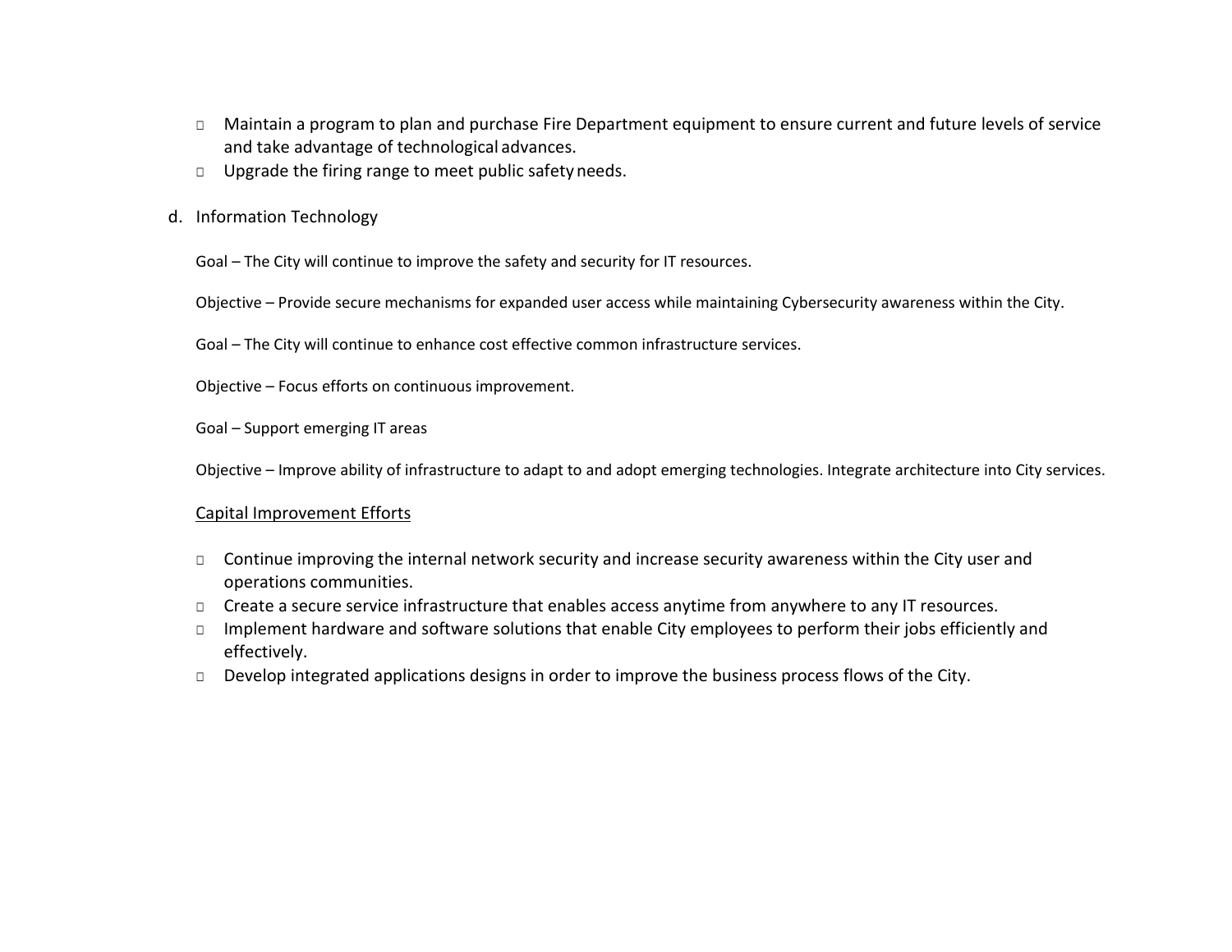- Maintain a program to plan and purchase Fire Department equipment to ensure current and future levels of service and take advantage of technological advances.
- Upgrade the firing range to meet public safety needs.

d. Information Technology

Goal – The City will continue to improve the safety and security for IT resources.

Objective – Provide secure mechanisms for expanded user access while maintaining Cybersecurity awareness within the City.

Goal – The City will continue to enhance cost effective common infrastructure services.

Objective – Focus efforts on continuous improvement.

Goal – Support emerging IT areas

Objective – Improve ability of infrastructure to adapt to and adopt emerging technologies. Integrate architecture into City services.

<u>Capital Improvement Efforts</u>

- Continue improving the internal network security and increase security awareness within the City user and operations communities.
- Create a secure service infrastructure that enables access anytime from anywhere to any IT resources.
- Implement hardware and software solutions that enable City employees to perform their jobs efficiently and effectively.
- Develop integrated applications designs in order to improve the business process flows of the City.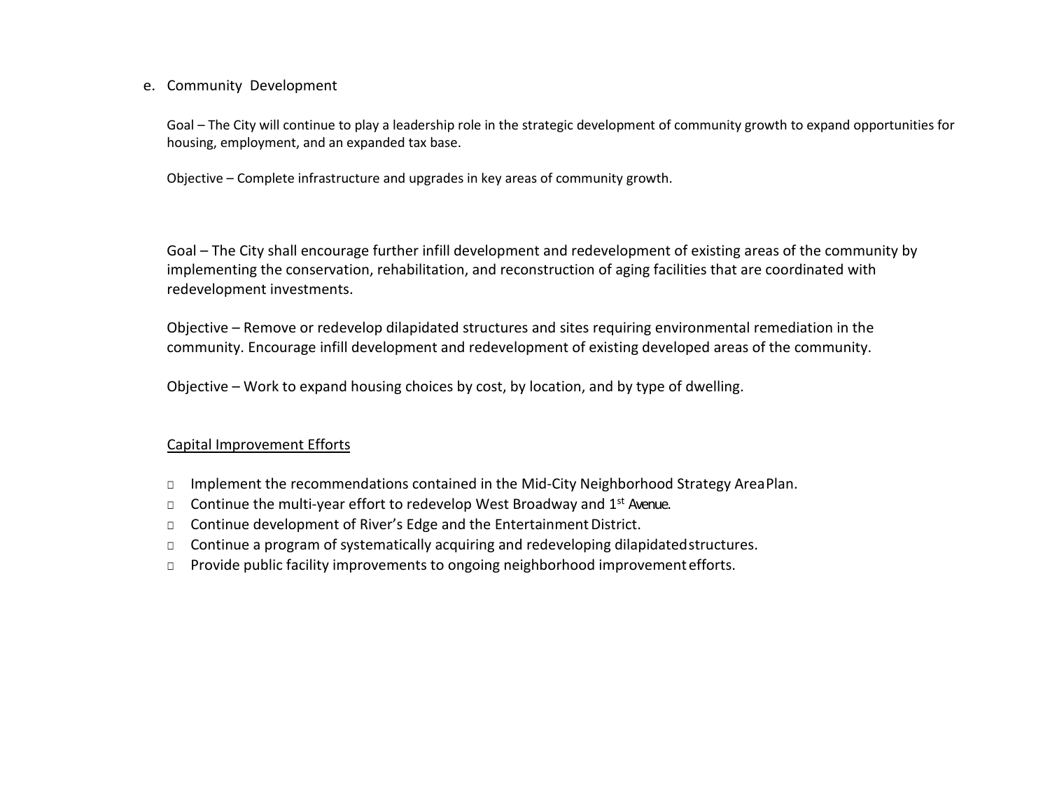e. Community Development

Goal – The City will continue to play a leadership role in the strategic development of community growth to expand opportunities for housing, employment, and an expanded tax base.

Objective – Complete infrastructure and upgrades in key areas of community growth.

Goal – The City shall encourage further infill development and redevelopment of existing areas of the community by implementing the conservation, rehabilitation, and reconstruction of aging facilities that are coordinated with redevelopment investments.

Objective – Remove or redevelop dilapidated structures and sites requiring environmental remediation in the community. Encourage infill development and redevelopment of existing developed areas of the community.

Objective – Work to expand housing choices by cost, by location, and by type of dwelling.

<u>Capital Improvement Efforts</u>

- Implement the recommendations contained in the Mid-City Neighborhood Strategy Area Plan.
- Continue the multi-year effort to redevelop West Broadway and 1st Avenue.
- Continue development of River's Edge and the Entertainment District.
- Continue a program of systematically acquiring and redeveloping dilapidated structures.
- Provide public facility improvements to ongoing neighborhood improvement efforts.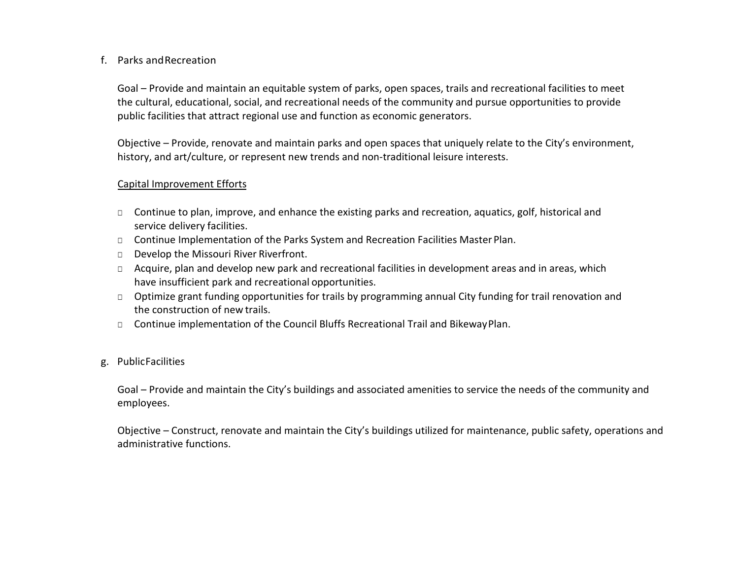f. Parks and Recreation

Goal – Provide and maintain an equitable system of parks, open spaces, trails and recreational facilities to meet the cultural, educational, social, and recreational needs of the community and pursue opportunities to provide public facilities that attract regional use and function as economic generators.

Objective – Provide, renovate and maintain parks and open spaces that uniquely relate to the City's environment, history, and art/culture, or represent new trends and non-traditional leisure interests.

<u>Capital Improvement Efforts</u>

- Continue to plan, improve, and enhance the existing parks and recreation, aquatics, golf, historical and service delivery facilities.
- Continue Implementation of the Parks System and Recreation Facilities Master Plan.
- Develop the Missouri River Riverfront.
- Acquire, plan and develop new park and recreational facilities in development areas and in areas, which have insufficient park and recreational opportunities.
- Optimize grant funding opportunities for trails by programming annual City funding for trail renovation and the construction of new trails.
- Continue implementation of the Council Bluffs Recreational Trail and Bikeway Plan.

g. Public Facilities

Goal – Provide and maintain the City's buildings and associated amenities to service the needs of the community and employees.

Objective – Construct, renovate and maintain the City's buildings utilized for maintenance, public safety, operations and administrative functions.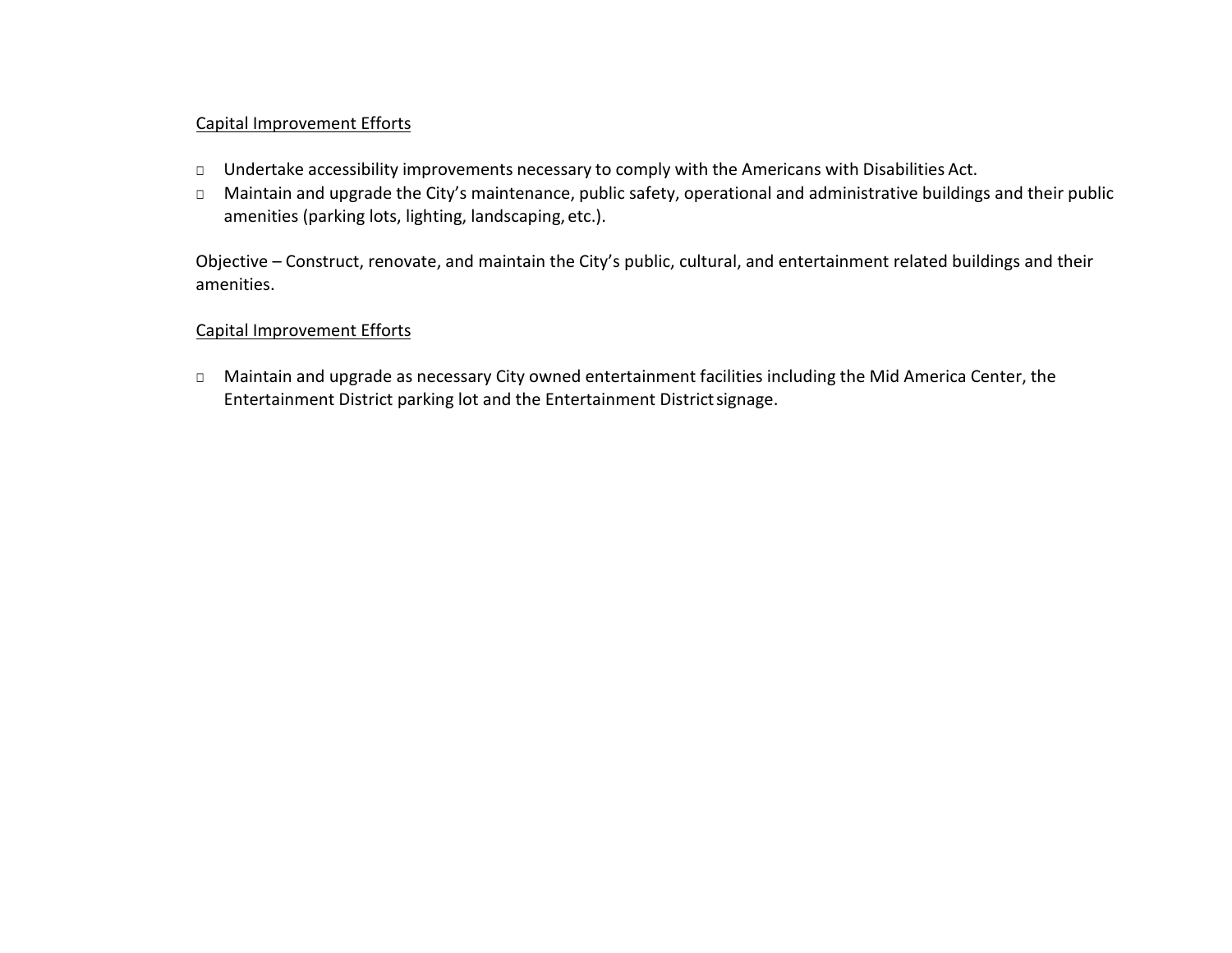<u>Capital Improvement Efforts</u>

- Undertake accessibility improvements necessary to comply with the Americans with Disabilities Act.
- Maintain and upgrade the City's maintenance, public safety, operational and administrative buildings and their public amenities (parking lots, lighting, landscaping, etc.).

Objective – Construct, renovate, and maintain the City's public, cultural, and entertainment related buildings and their amenities.

<u>Capital Improvement Efforts</u>

- Maintain and upgrade as necessary City owned entertainment facilities including the Mid America Center, the Entertainment District parking lot and the Entertainment District signage.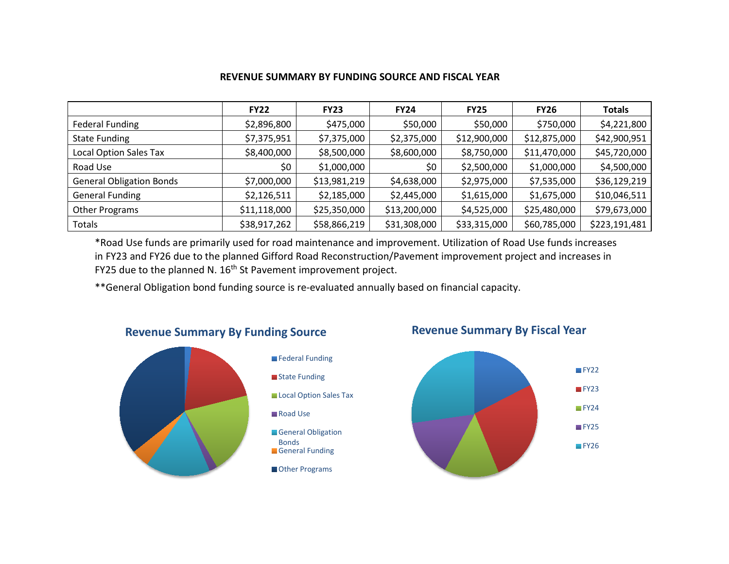## REVENUE SUMMARY BY FUNDING SOURCE AND FISCAL YEAR

| | FY22 | FY23 | FY24 | FY25 | FY26 | Totals |
|---|---|---|---|---|---|---|
| Federal Funding | $2,896,800 | $475,000 | $50,000 | $50,000 | $750,000 | $4,221,800 |
| State Funding | $7,375,951 | $7,375,000 | $2,375,000 | $12,900,000 | $12,875,000 | $42,900,951 |
| Local Option Sales Tax | $8,400,000 | $8,500,000 | $8,600,000 | $8,750,000 | $11,470,000 | $45,720,000 |
| Road Use | $0 | $1,000,000 | $0 | $2,500,000 | $1,000,000 | $4,500,000 |
| General Obligation Bonds | $7,000,000 | $13,981,219 | $4,638,000 | $2,975,000 | $7,535,000 | $36,129,219 |
| General Funding | $2,126,511 | $2,185,000 | $2,445,000 | $1,615,000 | $1,675,000 | $10,046,511 |
| Other Programs | $11,118,000 | $25,350,000 | $13,200,000 | $4,525,000 | $25,480,000 | $79,673,000 |
| Totals | $38,917,262 | $58,866,219 | $31,308,000 | $33,315,000 | $60,785,000 | $223,191,481 |

*Road Use funds are primarily used for road maintenance and improvement. Utilization of Road Use funds increases in FY23 and FY26 due to the planned Gifford Road Reconstruction/Pavement improvement project and increases in FY25 due to the planned N. 16th St Pavement improvement project.

**General Obligation bond funding source is re-evaluated annually based on financial capacity.

### Revenue Summary By Funding Source

- Federal Funding
- State Funding
- Local Option Sales Tax
- Road Use
- General Obligation Bonds
- General Funding
- Other Programs

### Revenue Summary By Fiscal Year

- FY22
- FY23
- FY24
- FY25
- FY26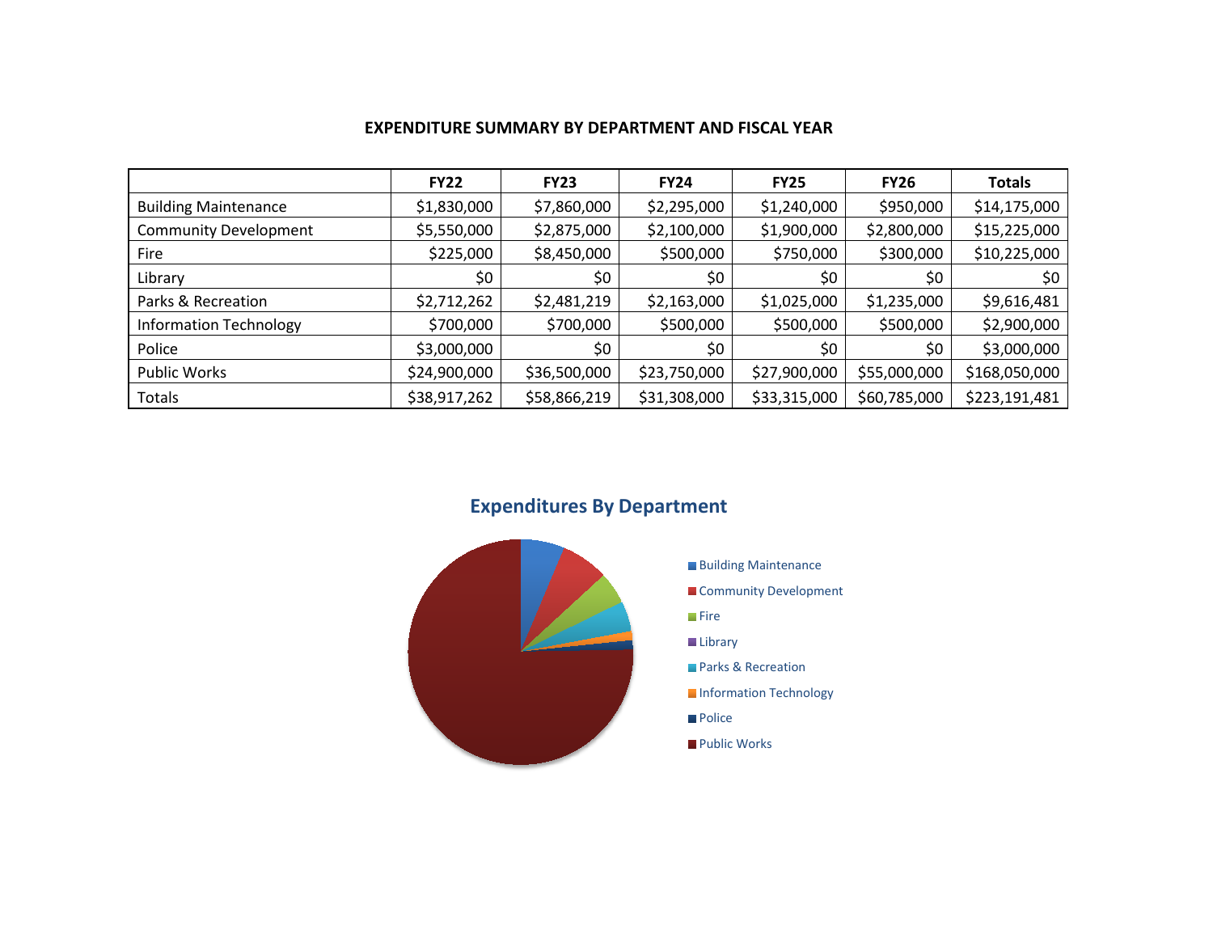## EXPENDITURE SUMMARY BY DEPARTMENT AND FISCAL YEAR

| | FY22 | FY23 | FY24 | FY25 | FY26 | Totals |
|---|---|---|---|---|---|---|
| Building Maintenance | $1,830,000 | $7,860,000 | $2,295,000 | $1,240,000 | $950,000 | $14,175,000 |
| Community Development | $5,550,000 | $2,875,000 | $2,100,000 | $1,900,000 | $2,800,000 | $15,225,000 |
| Fire | $225,000 | $8,450,000 | $500,000 | $750,000 | $300,000 | $10,225,000 |
| Library | $0 | $0 | $0 | $0 | $0 | $0 |
| Parks & Recreation | $2,712,262 | $2,481,219 | $2,163,000 | $1,025,000 | $1,235,000 | $9,616,481 |
| Information Technology | $700,000 | $700,000 | $500,000 | $500,000 | $500,000 | $2,900,000 |
| Police | $3,000,000 | $0 | $0 | $0 | $0 | $3,000,000 |
| Public Works | $24,900,000 | $36,500,000 | $23,750,000 | $27,900,000 | $55,000,000 | $168,050,000 |
| Totals | $38,917,262 | $58,866,219 | $31,308,000 | $33,315,000 | $60,785,000 | $223,191,481 |

### Expenditures By Department

- Building Maintenance
- Community Development
- Fire
- Library
- Parks & Recreation
- Information Technology
- Police
- Public Works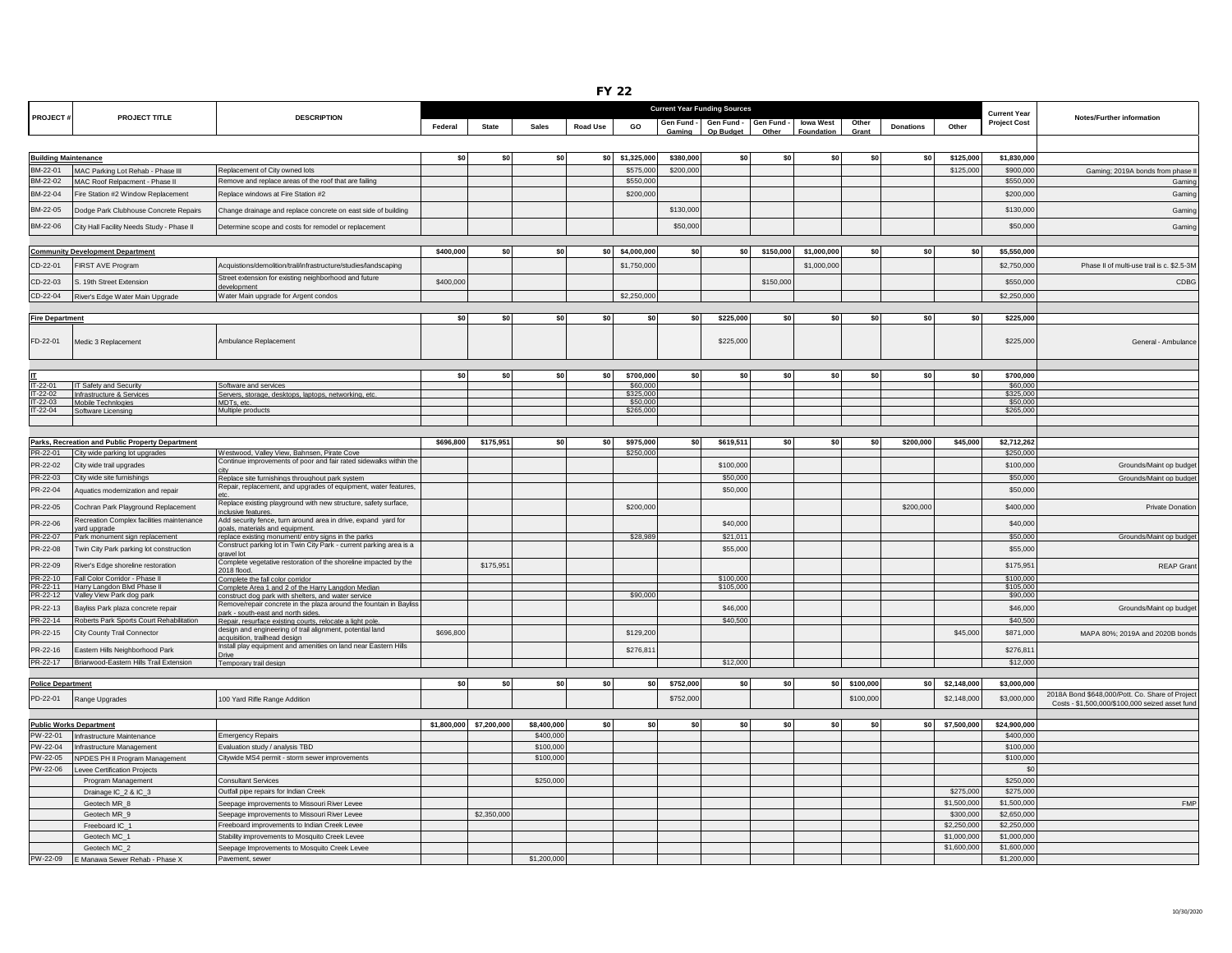# FY 22

| PROJECT # | PROJECT TITLE | DESCRIPTION | Current Year Funding Sources | | | | | | | | | | | | | | Current Year Project Cost | Notes/Further information |
|---|---|---|---|---|---|---|---|---|---|---|---|---|---|---|---|---|---|---|
| | | | Federal | State | Sales | Road Use | GO | Gen Fund - Gaming | Gen Fund - Op Budget | Gen Fund - Other | Iowa West Foundation | Other Grant | Donations | Other | | | | |
| **Building Maintenance** | | | $0 | $0 | $0 | $0 | $1,325,000 | $380,000 | $0 | $0 | $0 | $0 | $0 | $125,000 | | | $1,830,000 | |
| BM-22-01 | MAC Parking Lot Rehab - Phase III | Replacement of City owned lots | | | | | $575,000 | $200,000 | | | | | | $125,000 | | | $900,000 | Gaming; 2019A bonds from phase II |
| BM-22-02 | MAC Roof Relpacment - Phase II | Remove and replace areas of the roof that are failing | | | | | $550,000 | | | | | | | | | | $550,000 | Gaming |
| BM-22-04 | Fire Station #2 Window Replacement | Replace windows at Fire Station #2 | | | | | $200,000 | | | | | | | | | | $200,000 | Gaming |
| BM-22-05 | Dodge Park Clubhouse Concrete Repairs | Change drainage and replace concrete on east side of building | | | | | | $130,000 | | | | | | | | | $130,000 | Gaming |
| BM-22-06 | City Hall Facility Needs Study - Phase II | Determine scope and costs for remodel or replacement | | | | | | $50,000 | | | | | | | | | $50,000 | Gaming |
| **Community Development Department** | | | $400,000 | $0 | $0 | $0 | $4,000,000 | $0 | $0 | $150,000 | $1,000,000 | $0 | $0 | $0 | | | $5,550,000 | |
| CD-22-01 | FIRST AVE Program | Acquistions/demolition/trail/infrastructure/studies/landscaping | | | | | $1,750,000 | | | | $1,000,000 | | | | | | $2,750,000 | Phase II of multi-use trail is c. $2.5-3M |
| CD-22-03 | S. 19th Street Extension | Street extension for existing neighborhood and future development | $400,000 | | | | | | | $150,000 | | | | | | | $550,000 | CDBG |
| CD-22-04 | River's Edge Water Main Upgrade | Water Main upgrade for Argent condos | | | | | $2,250,000 | | | | | | | | | | $2,250,000 | |
| **Fire Department** | | | $0 | $0 | $0 | $0 | $0 | $0 | $225,000 | $0 | $0 | $0 | $0 | $0 | | | $225,000 | |
| FD-22-01 | Medic 3 Replacement | Ambulance Replacement | | | | | | | $225,000 | | | | | | | | $225,000 | General - Ambulance |
| **IT** | | | $0 | $0 | $0 | $0 | $700,000 | $0 | $0 | $0 | $0 | $0 | $0 | $0 | | | $700,000 | |
| IT-22-01 | IT Safety and Security | Software and services | | | | | $60,000 | | | | | | | | | | $60,000 | |
| IT-22-02 | Infrastructure & Services | Servers, storage, desktops, laptops, networking, etc. | | | | | $325,000 | | | | | | | | | | $325,000 | |
| IT-22-03 | Mobile Technlogies | MDTs, etc. | | | | | $50,000 | | | | | | | | | | $50,000 | |
| IT-22-04 | Software Licensing | Multiple products | | | | | $265,000 | | | | | | | | | | $265,000 | |
| **Parks, Recreation and Public Property Department** | | | $696,800 | $175,951 | $0 | $0 | $975,000 | $0 | $619,511 | $0 | $0 | $0 | $200,000 | $45,000 | | | $2,712,262 | |
| PR-22-01 | City wide parking lot upgrades | Westwood, Valley View, Bahnsen, Pirate Cove | | | | | $250,000 | | | | | | | | | | $250,000 | |
| PR-22-02 | City wide trail upgrades | Continue improvements of poor and fair rated sidewalks within the city | | | | | | | $100,000 | | | | | | | | $100,000 | Grounds/Maint op budget |
| PR-22-03 | City wide site furnishings | Replace site furnishings throughout park system | | | | | | | $50,000 | | | | | | | | $50,000 | Grounds/Maint op budget |
| PR-22-04 | Aquatics modernization and repair | Repair, replacement, and upgrades of equipment, water features, etc. | | | | | | | $50,000 | | | | | | | | $50,000 | |
| PR-22-05 | Cochran Park Playground Replacement | Replace existing playground with new structure, safety surface, inclusive features. | | | | | $200,000 | | | | | | $200,000 | | | | $400,000 | Private Donation |
| PR-22-06 | Recreation Complex facilities maintenance yard upgrade | Add security fence, turn around area in drive, expand yard for goals, materials and equipment. | | | | | | | $40,000 | | | | | | | | $40,000 | |
| PR-22-07 | Park monument sign replacement | replace existing monument/ entry signs in the parks | | | | | $28,989 | | $21,011 | | | | | | | | $50,000 | Grounds/Maint op budget |
| PR-22-08 | Twin City Park parking lot construction | Construct parking lot in Twin City Park - current parking area is a gravel lot | | | | | | | $55,000 | | | | | | | | $55,000 | |
| PR-22-09 | River's Edge shoreline restoration | Complete vegetative restoration of the shoreline impacted by the 2018 flood. | | $175,951 | | | | | | | | | | | | | $175,951 | REAP Grant |
| PR-22-10 | Fall Color Corridor - Phase II | Complete the fall color corridor | | | | | | | $100,000 | | | | | | | | $100,000 | |
| PR-22-11 | Harry Langdon Blvd Phase II | Complete Area 1 and 2 of the Harry Langdon Median | | | | | | | $105,000 | | | | | | | | $105,000 | |
| PR-22-12 | Valley View Park dog park | construct dog park with shelters, and water service | | | | | $90,000 | | | | | | | | | | $90,000 | |
| PR-22-13 | Bayliss Park plaza concrete repair | Remove/repair concrete in the plaza around the fountain in Bayliss park - south-east and north sides. | | | | | | | $46,000 | | | | | | | | $46,000 | Grounds/Maint op budget |
| PR-22-14 | Roberts Park Sports Court Rehabilitation | Repair, resurface existing courts, relocate a light pole. | | | | | | | $40,500 | | | | | | | | $40,500 | |
| PR-22-15 | City County Trail Connector | design and engineering of trail alignment, potential land acquisition, trailhead design | $696,800 | | | | $129,200 | | | | | | | $45,000 | | | $871,000 | MAPA 80%; 2019A and 2020B bonds |
| PR-22-16 | Eastern Hills Neighborhood Park | Install play equipment and amenities on land near Eastern Hills Drive | | | | | $276,811 | | | | | | | | | | $276,811 | |
| PR-22-17 | Briarwood-Eastern Hills Trail Extension | Temporary trail design | | | | | | | $12,000 | | | | | | | | $12,000 | |
| **Police Department** | | | $0 | $0 | $0 | $0 | $0 | $752,000 | $0 | $0 | $0 | $100,000 | $0 | $2,148,000 | | | $3,000,000 | |
| PD-22-01 | Range Upgrades | 100 Yard Rifle Range Addition | | | | | | $752,000 | | | | $100,000 | | $2,148,000 | | | $3,000,000 | 2018A Bond $648,000/Pott. Co. Share of Project Costs - $1,500,000/$100,000 seized asset fund |
| **Public Works Department** | | | $1,800,000 | $7,200,000 | $8,400,000 | $0 | $0 | $0 | $0 | $0 | $0 | $0 | $0 | $7,500,000 | | | $24,900,000 | |
| PW-22-01 | Infrastructure Maintenance | Emergency Repairs | | | $400,000 | | | | | | | | | | | | $400,000 | |
| PW-22-04 | Infrastructure Management | Evaluation study / analysis TBD | | | $100,000 | | | | | | | | | | | | $100,000 | |
| PW-22-05 | NPDES PH II Program Management | Citywide MS4 permit - storm sewer improvements | | | $100,000 | | | | | | | | | | | | $100,000 | |
| PW-22-06 | Levee Certification Projects | | | | | | | | | | | | | | | | $0 | |
| | Program Management | Consultant Services | | | $250,000 | | | | | | | | | | | | $250,000 | |
| | Drainage IC_2 & IC_3 | Outfall pipe repairs for Indian Creek | | | | | | | | | | | | $275,000 | | | $275,000 | |
| | Geotech MR_8 | Seepage improvements to Missouri River Levee | | | | | | | | | | | | $1,500,000 | | | $1,500,000 | FMP |
| | Geotech MR_9 | Seepage improvements to Missouri River Levee | | $2,350,000 | | | | | | | | | | $300,000 | | | $2,650,000 | |
| | Freeboard IC_1 | Freeboard improvements to Indian Creek Levee | | | | | | | | | | | | $2,250,000 | | | $2,250,000 | |
| | Geotech MC_1 | Stability improvements to Mosquito Creek Levee | | | | | | | | | | | | $1,000,000 | | | $1,000,000 | |
| | Geotech MC_2 | Seepage Improvements to Mosquito Creek Levee | | | | | | | | | | | | $1,600,000 | | | $1,600,000 | |
| PW-22-09 | E Manawa Sewer Rehab - Phase X | Pavement, sewer | | | $1,200,000 | | | | | | | | | | | | $1,200,000 | |

10/30/2020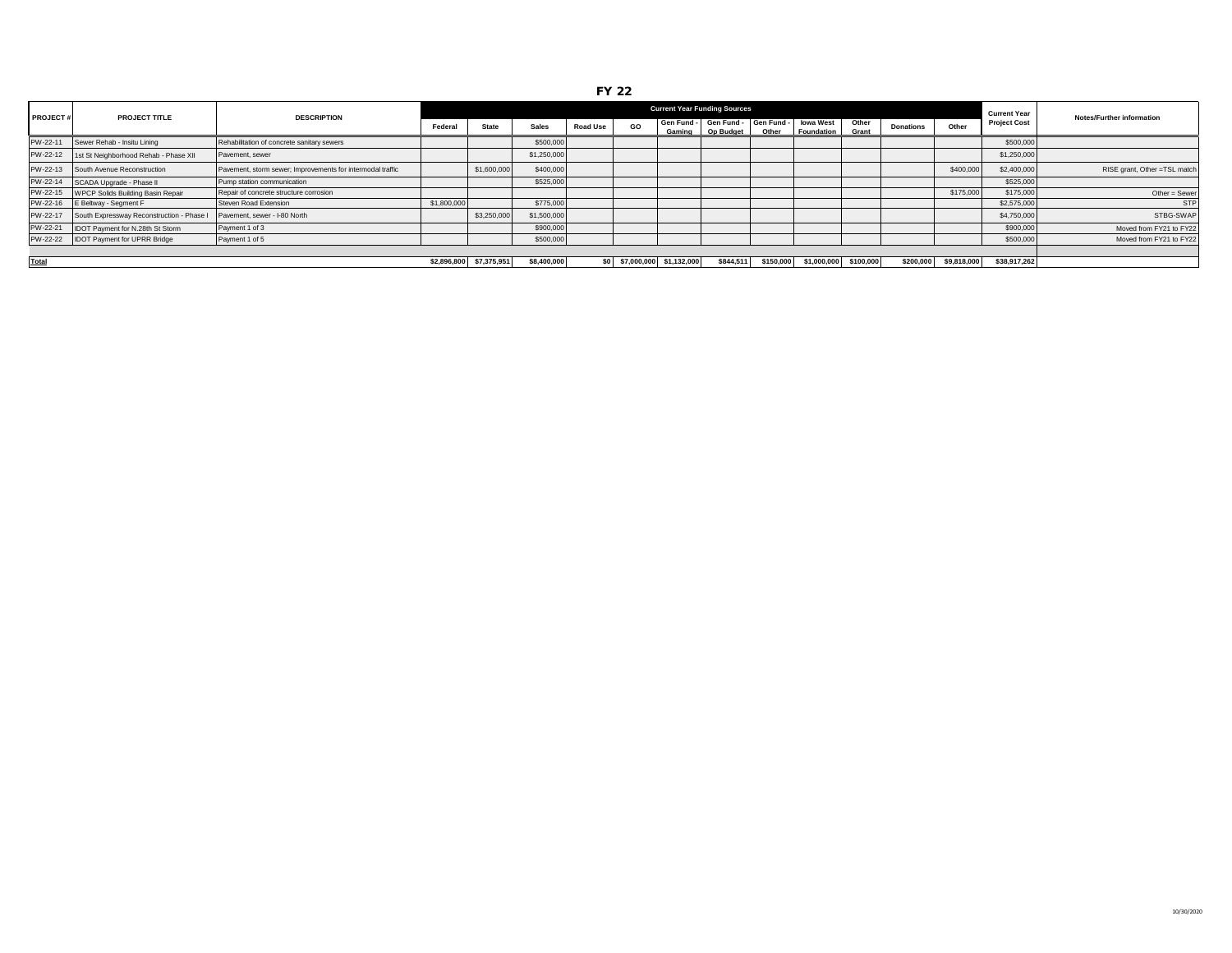# FY 22

| PROJECT # | PROJECT TITLE | DESCRIPTION | Current Year Funding Sources | | | | | | | | | | | | | Current Year Project Cost | Notes/Further information |
|---|---|---|---|---|---|---|---|---|---|---|---|---|---|---|---|---|---|
| | | | Federal | State | Sales | Road Use | GO | Gen Fund - Gaming | Gen Fund - Op Budget | Gen Fund - Other | Iowa West Foundation | Other Grant | Donations | Other | | |
| PW-22-11 | Sewer Rehab - Insitu Lining | Rehabilitation of concrete sanitary sewers | | | $500,000 | | | | | | | | | | $500,000 | |
| PW-22-12 | 1st St Neighborhood Rehab - Phase XII | Pavement, sewer | | | $1,250,000 | | | | | | | | | | $1,250,000 | |
| PW-22-13 | South Avenue Reconstruction | Pavement, storm sewer; Improvements for intermodal traffic | | $1,600,000 | $400,000 | | | | | | | | | $400,000 | $2,400,000 | RISE grant, Other =TSL match |
| PW-22-14 | SCADA Upgrade - Phase II | Pump station communication | | | $525,000 | | | | | | | | | | $525,000 | |
| PW-22-15 | WPCP Solids Building Basin Repair | Repair of concrete structure corrosion | | | | | | | | | | | | $175,000 | $175,000 | Other = Sewer |
| PW-22-16 | E Beltway - Segment F | Steven Road Extension | $1,800,000 | | $775,000 | | | | | | | | | | $2,575,000 | STP |
| PW-22-17 | South Expressway Reconstruction - Phase I | Pavement, sewer - I-80 North | | $3,250,000 | $1,500,000 | | | | | | | | | | $4,750,000 | STBG-SWAP |
| PW-22-21 | IDOT Payment for N.28th St Storm | Payment 1 of 3 | | | $900,000 | | | | | | | | | | $900,000 | Moved from FY21 to FY22 |
| PW-22-22 | IDOT Payment for UPRR Bridge | Payment 1 of 5 | | | $500,000 | | | | | | | | | | $500,000 | Moved from FY21 to FY22 |
| | | | | | | | | | | | | | | | | |
| **Total** | | | $2,896,800 | $7,375,951 | $8,400,000 | $0 | $7,000,000 | $1,132,000 | $844,511 | $150,000 | $1,000,000 | $100,000 | $200,000 | $9,818,000 | $38,917,262 | |

10/30/2020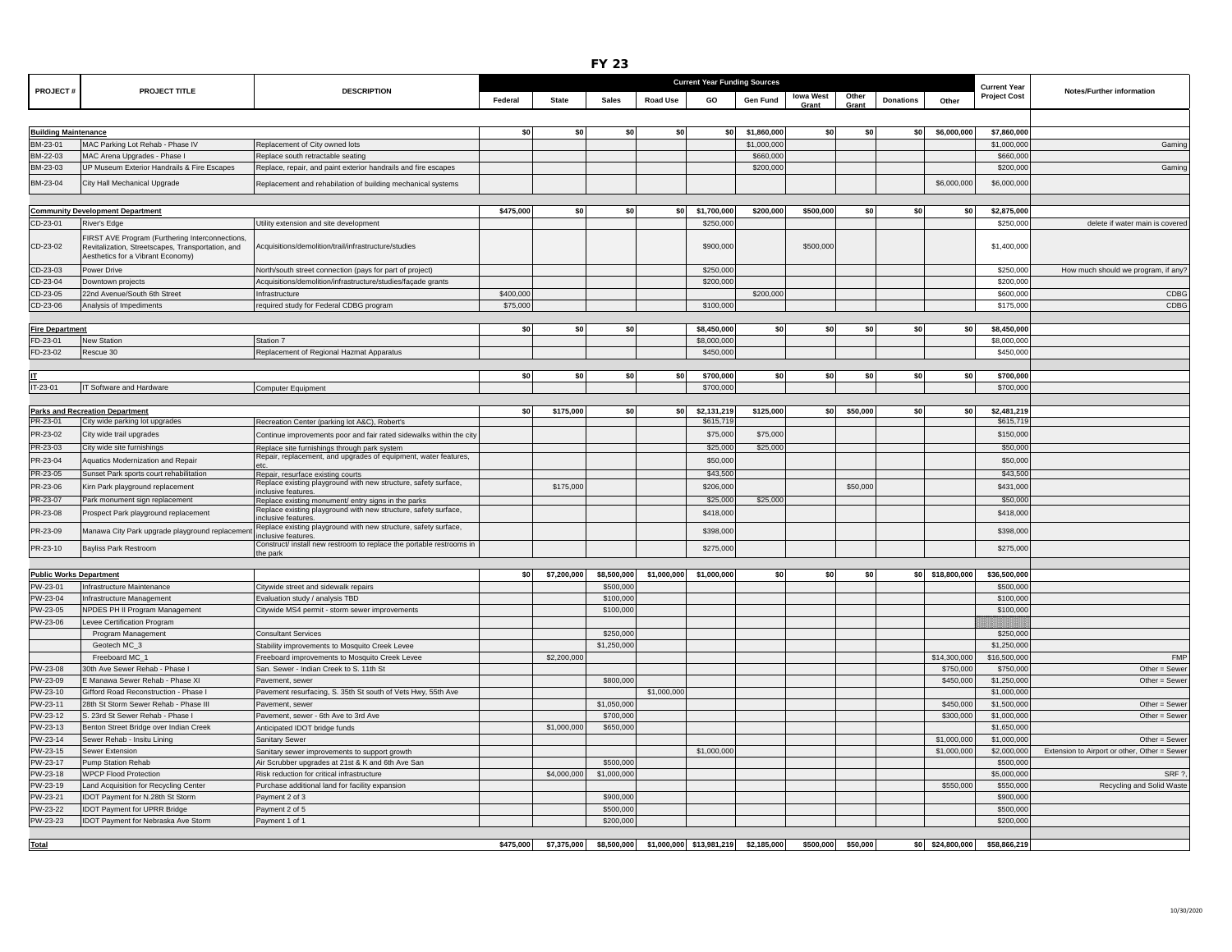# FY 23

| PROJECT # | PROJECT TITLE | DESCRIPTION | Current Year Funding Sources | | | | | | | | | | | Current Year Project Cost | Notes/Further information |
|---|---|---|---|---|---|---|---|---|---|---|---|---|---|---|---|
| | | | Federal | State | Sales | Road Use | GO | Gen Fund | Iowa West Grant | Other Grant | Donations | Other | | |
| **Building Maintenance** | | | $0 | $0 | $0 | $0 | $0 | $1,860,000 | $0 | $0 | $0 | $6,000,000 | $7,860,000 | |
| BM-23-01 | MAC Parking Lot Rehab - Phase IV | Replacement of City owned lots | | | | | | $1,000,000 | | | | | $1,000,000 | Gaming |
| BM-22-03 | MAC Arena Upgrades - Phase I | Replace south retractable seating | | | | | | $660,000 | | | | | $660,000 | |
| BM-23-03 | UP Museum Exterior Handrails & Fire Escapes | Replace, repair, and paint exterior handrails and fire escapes | | | | | | $200,000 | | | | | $200,000 | Gaming |
| BM-23-04 | City Hall Mechanical Upgrade | Replacement and rehabilitation of building mechanical systems | | | | | | | | | | $6,000,000 | $6,000,000 | |
| **Community Development Department** | | | $475,000 | $0 | $0 | $0 | $1,700,000 | $200,000 | $500,000 | $0 | $0 | $0 | $2,875,000 | |
| CD-23-01 | River's Edge | Utility extension and site development | | | | | $250,000 | | | | | | $250,000 | delete if water main is covered |
| CD-23-02 | FIRST AVE Program (Furthering Interconnections, Revitalization, Streetscapes, Transportation, and Aesthetics for a Vibrant Economy) | Acquisitions/demolition/trail/infrastructure/studies | | | | | $900,000 | | $500,000 | | | | $1,400,000 | |
| CD-23-03 | Power Drive | North/south street connection (pays for part of project) | | | | | $250,000 | | | | | | $250,000 | How much should we program, if any? |
| CD-23-04 | Downtown projects | Acquisitions/demolition/infrastructure/studies/façade grants | | | | | $200,000 | | | | | | $200,000 | |
| CD-23-05 | 22nd Avenue/South 6th Street | Infrastructure | $400,000 | | | | | $200,000 | | | | | $600,000 | CDBG |
| CD-23-06 | Analysis of Impediments | required study for Federal CDBG program | $75,000 | | | | $100,000 | | | | | | $175,000 | CDBG |
| **Fire Department** | | | $0 | $0 | $0 | | $8,450,000 | $0 | $0 | $0 | $0 | $0 | $8,450,000 | |
| FD-23-01 | New Station | Station 7 | | | | | $8,000,000 | | | | | | $8,000,000 | |
| FD-23-02 | Rescue 30 | Replacement of Regional Hazmat Apparatus | | | | | $450,000 | | | | | | $450,000 | |
| **IT** | | | $0 | $0 | $0 | $0 | $700,000 | $0 | $0 | $0 | $0 | $0 | $700,000 | |
| IT-23-01 | IT Software and Hardware | Computer Equipment | | | | | $700,000 | | | | | | $700,000 | |
| **Parks and Recreation Department** | | | $0 | $175,000 | $0 | $0 | $2,131,219 | $125,000 | $0 | $50,000 | $0 | $0 | $2,481,219 | |
| PR-23-01 | City wide parking lot upgrades | Recreation Center (parking lot A&C), Robert's | | | | | $615,719 | | | | | | $615,719 | |
| PR-23-02 | City wide trail upgrades | Continue improvements poor and fair rated sidewalks within the city | | | | | $75,000 | $75,000 | | | | | $150,000 | |
| PR-23-03 | City wide site furnishings | Replace site furnishings through park system | | | | | $25,000 | $25,000 | | | | | $50,000 | |
| PR-23-04 | Aquatics Modernization and Repair | Repair, replacement, and upgrades of equipment, water features, etc. | | | | | $50,000 | | | | | | $50,000 | |
| PR-23-05 | Sunset Park sports court rehabilitation | Repair, resurface existing courts | | | | | $43,500 | | | | | | $43,500 | |
| PR-23-06 | Kirn Park playground replacement | Replace existing playground with new structure, safety surface, inclusive features. | | $175,000 | | | $206,000 | | | $50,000 | | | $431,000 | |
| PR-23-07 | Park monument sign replacement | Replace existing monument/ entry signs in the parks | | | | | $25,000 | $25,000 | | | | | $50,000 | |
| PR-23-08 | Prospect Park playground replacement | Replace existing playground with new structure, safety surface, inclusive features. | | | | | $418,000 | | | | | | $418,000 | |
| PR-23-09 | Manawa City Park upgrade playground replacement | Replace existing playground with new structure, safety surface, inclusive features. | | | | | $398,000 | | | | | | $398,000 | |
| PR-23-10 | Bayliss Park Restroom | Construct/ install new restroom to replace the portable restrooms in the park | | | | | $275,000 | | | | | | $275,000 | |
| **Public Works Department** | | | $0 | $7,200,000 | $8,500,000 | $1,000,000 | $1,000,000 | $0 | $0 | $0 | $0 | $18,800,000 | $36,500,000 | |
| PW-23-01 | Infrastructure Maintenance | Citywide street and sidewalk repairs | | | $500,000 | | | | | | | | $500,000 | |
| PW-23-04 | Infrastructure Management | Evaluation study / analysis TBD | | | $100,000 | | | | | | | | $100,000 | |
| PW-23-05 | NPDES PH II Program Management | Citywide MS4 permit - storm sewer improvements | | | $100,000 | | | | | | | | $100,000 | |
| PW-23-06 | Levee Certification Program | | | | | | | | | | | | | |
| | Program Management | Consultant Services | | | $250,000 | | | | | | | | $250,000 | |
| | Geotech MC_3 | Stability improvements to Mosquito Creek Levee | | | $1,250,000 | | | | | | | | $1,250,000 | |
| | Freeboard MC_1 | Freeboard improvements to Mosquito Creek Levee | | $2,200,000 | | | | | | | | $14,300,000 | $16,500,000 | FMP |
| PW-23-08 | 30th Ave Sewer Rehab - Phase I | San. Sewer - Indian Creek to S. 11th St | | | | | | | | | | $750,000 | $750,000 | Other = Sewer |
| PW-23-09 | E Manawa Sewer Rehab - Phase XI | Pavement, sewer | | | $800,000 | | | | | | | $450,000 | $1,250,000 | Other = Sewer |
| PW-23-10 | Gifford Road Reconstruction - Phase I | Pavement resurfacing, S. 35th St south of Vets Hwy, 55th Ave | | | | $1,000,000 | | | | | | | $1,000,000 | |
| PW-23-11 | 28th St Storm Sewer Rehab - Phase III | Pavement, sewer | | | $1,050,000 | | | | | | | $450,000 | $1,500,000 | Other = Sewer |
| PW-23-12 | S. 23rd St Sewer Rehab - Phase I | Pavement, sewer - 6th Ave to 3rd Ave | | | $700,000 | | | | | | | $300,000 | $1,000,000 | Other = Sewer |
| PW-23-13 | Benton Street Bridge over Indian Creek | Anticipated IDOT bridge funds | | $1,000,000 | $650,000 | | | | | | | | $1,650,000 | |
| PW-23-14 | Sewer Rehab - Insitu Lining | Sanitary Sewer | | | | | | | | | | $1,000,000 | $1,000,000 | Other = Sewer |
| PW-23-15 | Sewer Extension | Sanitary sewer improvements to support growth | | | | | $1,000,000 | | | | | $1,000,000 | $2,000,000 | Extension to Airport or other, Other = Sewer |
| PW-23-17 | Pump Station Rehab | Air Scrubber upgrades at 21st & K and 6th Ave San | | | $500,000 | | | | | | | | $500,000 | |
| PW-23-18 | WPCP Flood Protection | Risk reduction for critical infrastructure | | $4,000,000 | $1,000,000 | | | | | | | | $5,000,000 | SRF ?, |
| PW-23-19 | Land Acquisition for Recycling Center | Purchase additional land for facility expansion | | | | | | | | | | $550,000 | $550,000 | Recycling and Solid Waste |
| PW-23-21 | IDOT Payment for N.28th St Storm | Payment 2 of 3 | | | $900,000 | | | | | | | | $900,000 | |
| PW-23-22 | IDOT Payment for UPRR Bridge | Payment 2 of 5 | | | $500,000 | | | | | | | | $500,000 | |
| PW-23-23 | IDOT Payment for Nebraska Ave Storm | Payment 1 of 1 | | | $200,000 | | | | | | | | $200,000 | |
| **Total** | | | $475,000 | $7,375,000 | $8,500,000 | $1,000,000 | $13,981,219 | $2,185,000 | $500,000 | $50,000 | $0 | $24,800,000 | $58,866,219 | |

10/30/2020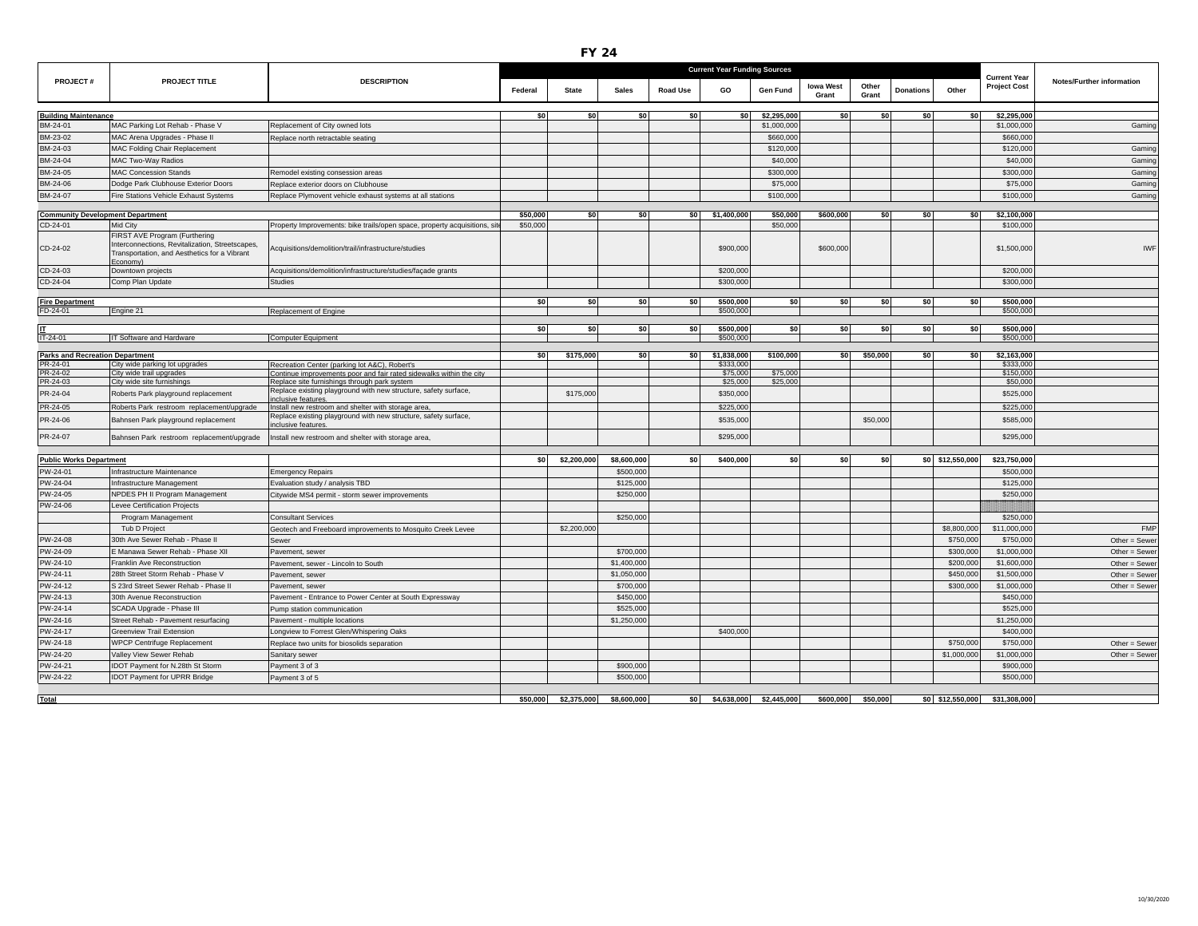# FY 24

| PROJECT # | PROJECT TITLE | DESCRIPTION | Current Year Funding Sources | | | | | | | | | | Current Year Project Cost | Notes/Further information |
|---|---|---|---|---|---|---|---|---|---|---|---|---|---|---|
| | | | Federal | State | Sales | Road Use | GO | Gen Fund | Iowa West Grant | Other Grant | Donations | Other | | |
| **Building Maintenance** | | | $0 | $0 | $0 | $0 | $0 | $2,295,000 | $0 | $0 | $0 | $0 | $2,295,000 | |
| BM-23-01 | MAC Parking Lot Rehab - Phase V | Replacement of City owned lots | | | | | | $1,000,000 | | | | | $1,000,000 | Gaming |
| BM-23-02 | MAC Arena Upgrades - Phase II | Replace north retractable seating | | | | | | $660,000 | | | | | $660,000 | |
| BM-24-03 | MAC Folding Chair Replacement | | | | | | | $120,000 | | | | | $120,000 | Gaming |
| BM-24-04 | MAC Two-Way Radios | | | | | | | $40,000 | | | | | $40,000 | Gaming |
| BM-24-05 | MAC Concession Stands | Remodel existing consession areas | | | | | | $300,000 | | | | | $300,000 | Gaming |
| BM-24-06 | Dodge Park Clubhouse Exterior Doors | Replace exterior doors on Clubhouse | | | | | | $75,000 | | | | | $75,000 | Gaming |
| BM-24-07 | Fire Stations Vehicle Exhaust Systems | Replace Plymovent vehicle exhaust systems at all stations | | | | | | $100,000 | | | | | $100,000 | Gaming |
| **Community Development Department** | | | $50,000 | $0 | $0 | $0 | $1,400,000 | $50,000 | $600,000 | $0 | $0 | $0 | $2,100,000 | |
| CD-24-01 | Mid City | Property Improvements: bike trails/open space, property acquisitions, site | $50,000 | | | | | $50,000 | | | | | $100,000 | |
| CD-24-02 | FIRST AVE Program (Furthering Interconnections, Revitalization, Streetscapes, Transportation, and Aesthetics for a Vibrant Economy) | Acquisitions/demolition/trail/infrastructure/studies | | | | | $900,000 | | $600,000 | | | | $1,500,000 | IWF |
| CD-24-03 | Downtown projects | Acquisitions/demolition/infrastructure/studies/façade grants | | | | | $200,000 | | | | | | $200,000 | |
| CD-24-04 | Comp Plan Update | Studies | | | | | $300,000 | | | | | | $300,000 | |
| **Fire Department** | | | $0 | $0 | $0 | $0 | $500,000 | $0 | $0 | $0 | $0 | $0 | $500,000 | |
| FD-24-01 | Engine 21 | Replacement of Engine | | | | | $500,000 | | | | | | $500,000 | |
| **IT** | | | $0 | $0 | $0 | $0 | $500,000 | $0 | $0 | $0 | $0 | $0 | $500,000 | |
| IT-24-01 | IT Software and Hardware | Computer Equipment | | | | | $500,000 | | | | | | $500,000 | |
| **Parks and Recreation Department** | | | $0 | $175,000 | $0 | $0 | $1,838,000 | $100,000 | $0 | $50,000 | $0 | $0 | $2,163,000 | |
| PR-24-01 | City wide parking lot upgrades | Recreation Center (parking lot A&C), Robert's | | | | | $333,000 | | | | | | $333,000 | |
| PR-24-02 | City wide trail upgrades | Continue improvements poor and fair rated sidewalks within the city | | | | | $75,000 | $75,000 | | | | | $150,000 | |
| PR-24-03 | City wide site furnishings | Replace site furnishings through park system | | | | | $25,000 | $25,000 | | | | | $50,000 | |
| PR-24-04 | Roberts Park playground replacement | Replace existing playground with new structure, safety surface, inclusive features. | | $175,000 | | | $350,000 | | | | | | $525,000 | |
| PR-24-05 | Roberts Park restroom replacement/upgrade | Install new restroom and shelter with storage area, | | | | | $225,000 | | | | | | $225,000 | |
| PR-24-06 | Bahnsen Park playground replacement | Replace existing playground with new structure, safety surface, inclusive features. | | | | | $535,000 | | | $50,000 | | | $585,000 | |
| PR-24-07 | Bahnsen Park restroom replacement/upgrade | Install new restroom and shelter with storage area, | | | | | $295,000 | | | | | | $295,000 | |
| **Public Works Department** | | | $0 | $2,200,000 | $8,600,000 | $0 | $400,000 | $0 | $0 | $0 | $0 | $12,550,000 | $23,750,000 | |
| PW-24-01 | Infrastructure Maintenance | Emergency Repairs | | | $500,000 | | | | | | | | $500,000 | |
| PW-24-04 | Infrastructure Management | Evaluation study / analysis TBD | | | $125,000 | | | | | | | | $125,000 | |
| PW-24-05 | NPDES PH II Program Management | Citywide MS4 permit - storm sewer improvements | | | $250,000 | | | | | | | | $250,000 | |
| PW-24-06 | Levee Certification Projects | | | | | | | | | | | | | |
| | Program Management | Consultant Services | | | $250,000 | | | | | | | | $250,000 | |
| | Tub D Project | Geotech and Freeboard improvements to Mosquito Creek Levee | | $2,200,000 | | | | | | | | $8,800,000 | $11,000,000 | FMP |
| PW-24-08 | 30th Ave Sewer Rehab - Phase II | Sewer | | | | | | | | | | $750,000 | $750,000 | Other = Sewer |
| PW-24-09 | E Manawa Sewer Rehab - Phase XII | Pavement, sewer | | | $700,000 | | | | | | | $300,000 | $1,000,000 | Other = Sewer |
| PW-24-10 | Franklin Ave Reconstruction | Pavement, sewer - Lincoln to South | | | $1,400,000 | | | | | | | $200,000 | $1,600,000 | Other = Sewer |
| PW-24-11 | 28th Street Storm Rehab - Phase V | Pavement, sewer | | | $1,050,000 | | | | | | | $450,000 | $1,500,000 | Other = Sewer |
| PW-24-12 | S 23rd Street Sewer Rehab - Phase II | Pavement, sewer | | | $700,000 | | | | | | | $300,000 | $1,000,000 | Other = Sewer |
| PW-24-13 | 30th Avenue Reconstruction | Pavement - Entrance to Power Center at South Expressway | | | $450,000 | | | | | | | | $450,000 | |
| PW-24-14 | SCADA Upgrade - Phase III | Pump station communication | | | $525,000 | | | | | | | | $525,000 | |
| PW-24-16 | Street Rehab - Pavement resurfacing | Pavement - multiple locations | | | $1,250,000 | | | | | | | | $1,250,000 | |
| PW-24-17 | Greenview Trail Extension | Longview to Forrest Glen/Whispering Oaks | | | | | $400,000 | | | | | | $400,000 | |
| PW-24-18 | WPCP Centrifuge Replacement | Replace two units for biosolids separation | | | | | | | | | | $750,000 | $750,000 | Other = Sewer |
| PW-24-20 | Valley View Sewer Rehab | Sanitary sewer | | | | | | | | | | $1,000,000 | $1,000,000 | Other = Sewer |
| PW-24-21 | IDOT Payment for N.28th St Storm | Payment 3 of 3 | | | $900,000 | | | | | | | | $900,000 | |
| PW-24-22 | IDOT Payment for UPRR Bridge | Payment 3 of 5 | | | $500,000 | | | | | | | | $500,000 | |
| **Total** | | | $50,000 | $2,375,000 | $8,600,000 | $0 | $4,638,000 | $2,445,000 | $600,000 | $50,000 | $0 | $12,550,000 | $31,308,000 | |

10/30/2020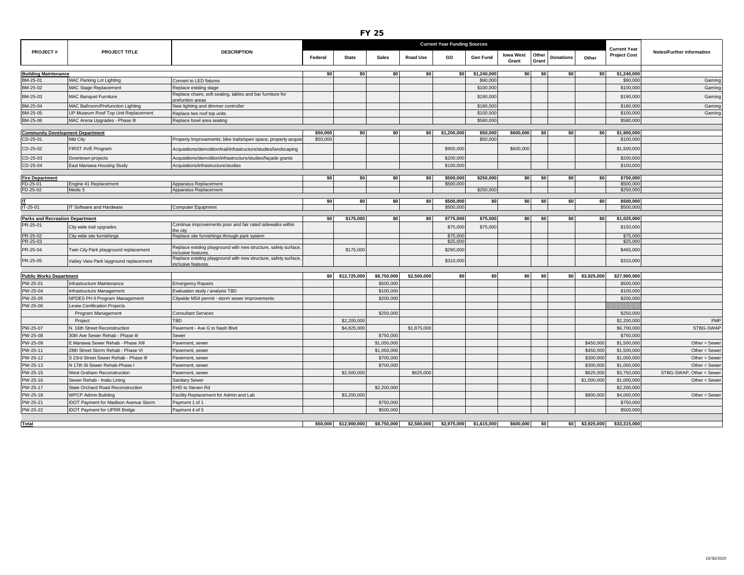# FY 25

| PROJECT # | PROJECT TITLE | DESCRIPTION | Current Year Funding Sources | | | | | | | | | | Current Year Project Cost | Notes/Further information |
|---|---|---|---|---|---|---|---|---|---|---|---|---|---|---|
| | | | Federal | State | Sales | Road Use | GO | Gen Fund | Iowa West Grant | Other Grant | Donations | Other | | |
| **Building Maintenance** | | | $0 | $0 | $0 | $0 | $0 | $1,240,000 | $0 | $0 | $0 | $0 | $1,240,000 | |
| BM-25-01 | MAC Parking Lot Lighting | Convert to LED fixtures | | | | | | $90,000 | | | | | $90,000 | Gaming |
| BM-25-02 | MAC Stage Replacement | Replace existing stage | | | | | | $100,000 | | | | | $100,000 | Gaming |
| BM-25-03 | MAC Banquet Furniture | Replace chairs, soft seating, tables and bar furniture for prefuntion areas | | | | | | $190,000 | | | | | $190,000 | Gaming |
| BM-25-04 | MAC Ballroom/Prefunction Lighting | New lighting and dimmer controller | | | | | | $180,000 | | | | | $180,000 | Gaming |
| BM-25-05 | UP Museum Roof Top Unit Replacement | Replace two roof top units | | | | | | $100,000 | | | | | $100,000 | Gaming |
| BM-25-06 | MAC Arena Upgrades - Phase III | Replace bowl area seating | | | | | | $580,000 | | | | | $580,000 | |
| **Community Development Department** | | | $50,000 | $0 | $0 | $0 | $1,200,000 | $50,000 | $600,000 | $0 | $0 | $0 | $1,900,000 | |
| CD-25-01 | Mid City | Property Improvements: bike trails/open space, property acquis | $50,000 | | | | | $50,000 | | | | | $100,000 | |
| CD-25-02 | FIRST AVE Program | Acquisitions/demolition/trail/infrastructure/studies/landscaping | | | | | $900,000 | | $600,000 | | | | $1,500,000 | |
| CD-25-03 | Downtown projects | Acquisitions/demolition/infrastructure/studies/façade grants | | | | | $200,000 | | | | | | $200,000 | |
| CD-25-04 | East Manawa Housing Study | Acquisitions/infrastructure/studies | | | | | $100,000 | | | | | | $100,000 | |
| **Fire Department** | | | $0 | $0 | $0 | $0 | $500,000 | $250,000 | $0 | $0 | $0 | $0 | $750,000 | |
| FD-25-01 | Engine 41 Replacement | Apparatus Replacement | | | | | $500,000 | | | | | | $500,000 | |
| FD-25-02 | Medic 5 | Apparatus Replacement | | | | | | $250,000 | | | | | $250,000 | |
| **IT** | | | $0 | $0 | $0 | $0 | $500,000 | $0 | $0 | $0 | $0 | $0 | $500,000 | |
| IT-25-01 | IT Software and Hardware | Computer Equipment | | | | | $500,000 | | | | | | $500,000 | |
| **Parks and Recreation Department** | | | $0 | $175,000 | $0 | $0 | $775,000 | $75,000 | $0 | $0 | $0 | $0 | $1,025,000 | |
| PR-25-01 | City wide trail upgrades | Continue improvements poor and fair rated sidewalks within the city | | | | | $75,000 | $75,000 | | | | | $150,000 | |
| PR-25-02 | City wide site furnishings | Replace site furnishings through park system | | | | | $75,000 | | | | | | $75,000 | |
| PR-25-03 | | | | | | | $25,000 | | | | | | $25,000 | |
| PR-25-04 | Twin City Park playground replacement | Replace existing playground with new structure, safety surface, inclusive features. | | $175,000 | | | $290,000 | | | | | | $465,000 | |
| PR-25-05 | Valley View Park layground replacement | Replace existing playground with new structure, safety surface, inclusive features. | | | | | $310,000 | | | | | | $310,000 | |
| **Public Works Department** | | | $0 | $12,725,000 | $8,750,000 | $2,500,000 | $0 | $0 | $0 | $0 | $0 | $3,925,000 | $27,900,000 | |
| PW-25-01 | Infrastructure Maintenance | Emergency Repairs | | | $500,000 | | | | | | | | $500,000 | |
| PW-25-04 | Infrastructure Management | Evaluation study / analysis TBD | | | $100,000 | | | | | | | | $100,000 | |
| PW-25-05 | NPDES PH II Program Management | Citywide MS4 permit - storm sewer improvements | | | $200,000 | | | | | | | | $200,000 | |
| PW-25-06 | Levee Certification Projects | | | | | | | | | | | | | |
| | Program Management | Consultant Services | | | $250,000 | | | | | | | | $250,000 | |
| | Project | TBD | | $2,200,000 | | | | | | | | | $2,200,000 | FMP |
| PW-25-07 | N. 16th Street Reconstruction | Pavement - Ave G to Nash Blvd | | $4,825,000 | | $1,875,000 | | | | | | | $6,700,000 | STBG-SWAP |
| PW-25-08 | 30th Ave Sewer Rehab - Phase III | Sewer | | | $750,000 | | | | | | | | $750,000 | |
| PW-25-09 | E Manawa Sewer Rehab - Phase XIII | Pavement, sewer | | | $1,050,000 | | | | | | | $450,000 | $1,500,000 | Other = Sewer |
| PW-25-11 | 28th Street Storm Rehab - Phase VI | Pavement, sewer | | | $1,050,000 | | | | | | | $450,000 | $1,500,000 | Other = Sewer |
| PW-25-12 | S 23rd Street Sewer Rehab - Phase III | Pavement, sewer | | | $700,000 | | | | | | | $300,000 | $1,000,000 | Other = Sewer |
| PW-25-13 | N 17th St Sewer Rehab-Phase I | Pavement, sewer | | | $700,000 | | | | | | | $300,000 | $1,000,000 | Other = Sewer |
| PW-25-15 | West Graham Reconstruction | Pavement, sewer | | $2,500,000 | | $625,000 | | | | | | $625,000 | $3,750,000 | STBG-SWAP, Other = Sewer |
| PW-25-16 | Sewer Rehab - Insitu Lining | Sanitary Sewer | | | | | | | | | | $1,000,000 | $1,000,000 | Other = Sewer |
| PW-25-17 | State Orchard Road Reconstruction | EHD to Steven Rd | | | $2,200,000 | | | | | | | | $2,200,000 | |
| PW-25-18 | WPCP Admin Building | Facility Replacement for Admin and Lab | | $3,200,000 | | | | | | | | $800,000 | $4,000,000 | Other = Sewer |
| PW-25-21 | IDOT Payment for Madison Avenue Storm | Payment 1 of 1 | | | $750,000 | | | | | | | | $750,000 | |
| PW-25-22 | IDOT Payment for UPRR Bridge | Payment 4 of 5 | | | $500,000 | | | | | | | | $500,000 | |
| **Total** | | | $50,000 | $12,900,000 | $8,750,000 | $2,500,000 | $2,975,000 | $1,615,000 | $600,000 | $0 | $0 | $3,925,000 | $33,315,000 | |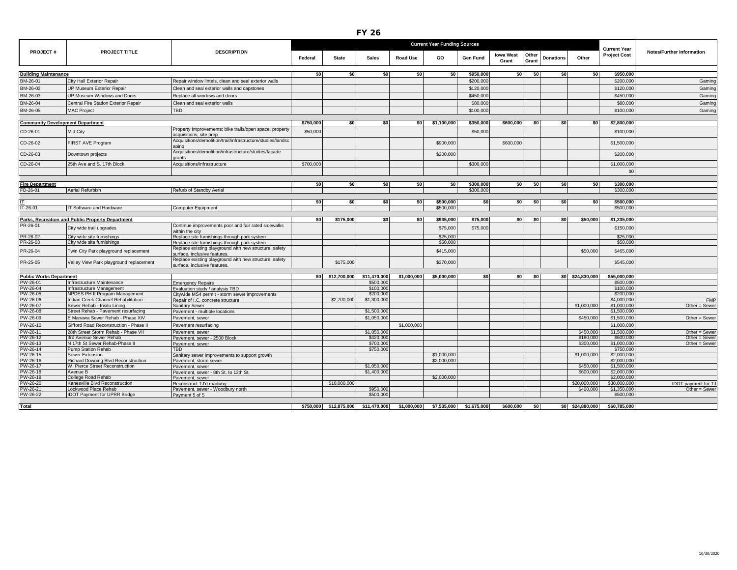# FY 26

| PROJECT # | PROJECT TITLE | DESCRIPTION | Current Year Funding Sources | | | | | | | | | | | Current Year Project Cost | Notes/Further information |
|---|---|---|---|---|---|---|---|---|---|---|---|---|---|---|---|
| | | | Federal | State | Sales | Road Use | GO | Gen Fund | Iowa West Grant | Other Grant | Donations | Other | | |
| **Building Maintenance** | | | $0 | $0 | $0 | $0 | $0 | $950,000 | $0 | $0 | $0 | $0 | $950,000 | |
| BM-26-01 | City Hall Exterior Repair | Repair window lintels, clean and seal exterior walls | | | | | | $200,000 | | | | | $200,000 | Gaming |
| BM-26-02 | UP Museum Exterior Repair | Clean and seal exterior walls and capstones | | | | | | $120,000 | | | | | $120,000 | Gaming |
| BM-26-03 | UP Museum Windows and Doors | Replace all windows and doors | | | | | | $450,000 | | | | | $450,000 | Gaming |
| BM-26-04 | Central Fire Station Exterior Repair | Clean and seal exterior walls | | | | | | $80,000 | | | | | $80,000 | Gaming |
| BM-26-05 | MAC Project | TBD | | | | | | $100,000 | | | | | $100,000 | Gaming |
| **Community Development Department** | | | $750,000 | $0 | $0 | $0 | $1,100,000 | $350,000 | $600,000 | $0 | $0 | $0 | $2,800,000 | |
| CD-26-01 | Mid City | Property Improvements: bike trails/open space, property acquisitions, site prep | $50,000 | | | | | $50,000 | | | | | $100,000 | |
| CD-26-02 | FIRST AVE Program | Acquisitions/demolition/trail/infrastructure/studies/landscaping | | | | | $900,000 | | $600,000 | | | | $1,500,000 | |
| CD-26-03 | Downtown projects | Acquisitions/demolition/infrastructure/studies/façade grants | | | | | $200,000 | | | | | | $200,000 | |
| CD-26-04 | 25th Ave and S. 17th Block | Acquisitions/infrastructure | $700,000 | | | | | $300,000 | | | | | $1,000,000 | |
| | | | | | | | | | | | | | $0 | |
| **Fire Department** | | | $0 | $0 | $0 | $0 | $0 | $300,000 | $0 | $0 | $0 | $0 | $300,000 | |
| FD-26-01 | Aerial Refurbish | Refurb of Standby Aerial | | | | | | $300,000 | | | | | $300,000 | |
| **IT** | | | $0 | $0 | $0 | $0 | $500,000 | $0 | $0 | $0 | $0 | $0 | $500,000 | |
| IT-26-01 | IT Software and Hardware | Computer Equipment | | | | | $500,000 | | | | | | $500,000 | |
| **Parks, Recreation and Public Property Department** | | | $0 | $175,000 | $0 | $0 | $935,000 | $75,000 | $0 | $0 | $0 | $50,000 | $1,235,000 | |
| PR-26-01 | City wide trail upgrades | Continue improvements poor and fair rated sidewalks within the city | | | | | $75,000 | $75,000 | | | | | $150,000 | |
| PR-26-02 | City wide site furnishings | Replace site furnishings through park system | | | | | $25,000 | | | | | | $25,000 | |
| PR-26-03 | City wide site furnishings | Replace site furnishings through park system | | | | | $50,000 | | | | | | $50,000 | |
| PR-26-04 | Twin City Park playground replacement | Replace existing playground with new structure, safety surface, inclusive features. | | | | | $415,000 | | | | | $50,000 | $465,000 | |
| PR-25-05 | Valley View Park playground replacement | Replace existing playground with new structure, safety surface, inclusive features. | | $175,000 | | | $370,000 | | | | | | $545,000 | |
| **Public Works Department** | | | $0 | $12,700,000 | $11,470,000 | $1,000,000 | $5,000,000 | $0 | $0 | $0 | $0 | $24,830,000 | $55,000,000 | |
| PW-26-01 | Infrastructure Maintenance | Emergency Repairs | | | $500,000 | | | | | | | | $500,000 | |
| PW-26-04 | Infrastructure Management | Evaluation study / analysis TBD | | | $100,000 | | | | | | | | $100,000 | |
| PW-26-05 | NPDES PH II Program Management | Citywide MS4 permit - storm sewer improvements | | | $200,000 | | | | | | | | $200,000 | |
| PW-26-06 | Indian Creek Channel Rehabilitation | Repair of I.C. concrete structure | | $2,700,000 | $1,300,000 | | | | | | | | $4,000,000 | FMP |
| PW-26-07 | Sewer Rehab - Insitu Lining | Sanitary Sewer | | | | | | | | | | $1,000,000 | $1,000,000 | Other = Sewer |
| PW-26-08 | Street Rehab - Pavement resurfacing | Pavement - multiple locations | | | $1,500,000 | | | | | | | | $1,500,000 | |
| PW-26-09 | E Manawa Sewer Rehab - Phase XIV | Pavement, sewer | | | $1,050,000 | | | | | | | $450,000 | $1,500,000 | Other = Sewer |
| PW-26-10 | Gifford Road Reconstruction - Phase II | Pavement resurfacing | | | | $1,000,000 | | | | | | | $1,000,000 | |
| PW-26-11 | 28th Street Storm Rehab - Phase VII | Pavement, sewer | | | $1,050,000 | | | | | | | $450,000 | $1,500,000 | Other = Sewer |
| PW-26-12 | 3rd Avenue Sewer Rehab | Pavement, sewer - 2500 Block | | | $420,000 | | | | | | | $180,000 | $600,000 | Other = Sewer |
| PW-26-13 | N 17th St Sewer Rehab-Phase II | Pavement, sewer | | | $700,000 | | | | | | | $300,000 | $1,000,000 | Other = Sewer |
| PW-26-14 | Pump Station Rehab | TBD | | | $750,000 | | | | | | | | $750,000 | |
| PW-26-15 | Sewer Extension | Sanitary sewer improvements to support growth | | | | | $1,000,000 | | | | | $1,000,000 | $2,000,000 | |
| PW-26-16 | Richard Downing Blvd Reconstruction | Pavement, storm sewer | | | | | $2,000,000 | | | | | | $2,000,000 | |
| PW-26-17 | W. Pierce Street Reconstruction | Pavement, sewer | | | $1,050,000 | | | | | | | $450,000 | $1,500,000 | |
| PW-26-18 | Avenue B | Pavement, sewer - 8th St. to 13th St. | | | $1,400,000 | | | | | | | $600,000 | $2,000,000 | |
| PW-26-19 | College Road Rehab | Pavement, sewer | | | | | $2,000,000 | | | | | | $2,000,000 | |
| PW-26-20 | Kanesville Blvd Reconstruction | Reconstruct TJ'd roadway | | $10,000,000 | | | | | | | | $20,000,000 | $30,000,000 | IDOT payment for TJ |
| PW-26-21 | Lockwood Place Rehab | Pavement, sewer - Woodbury north | | | $950,000 | | | | | | | $400,000 | $1,350,000 | Other = Sewer |
| PW-26-22 | IDOT Payment for UPRR Bridge | Payment 5 of 5 | | | $500,000 | | | | | | | | $500,000 | |
| **Total** | | | $750,000 | $12,875,000 | $11,470,000 | $1,000,000 | $7,535,000 | $1,675,000 | $600,000 | $0 | $0 | $24,880,000 | $60,785,000 | |

10/30/2020